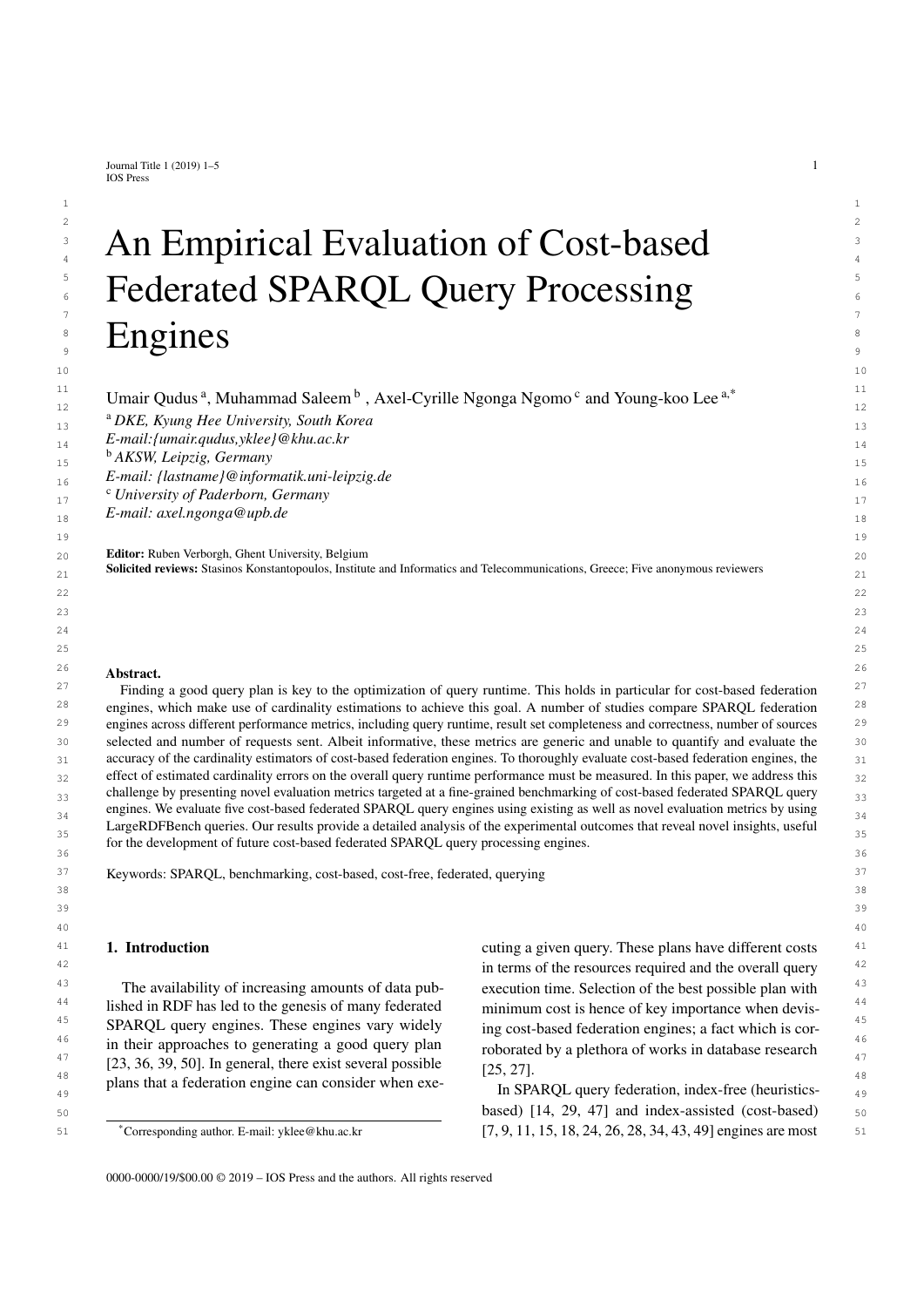# An Empirical Evaluation of Cost-based Federated SPARQL Query Processing Engines

Umair Qudus [a], Muhammad Saleem [b], Axel-Cyrille Ngonga Ngomo [c] and Young-koo Lee [a,*]

[a] *DKE, Kyung Hee University, South Korea*
*E-mail:{umair.qudus,yklee}@khu.ac.kr*
[b] *AKSW, Leipzig, Germany*
*E-mail: {lastname}@informatik.uni-leipzig.de*
[c] *University of Paderborn, Germany*
*E-mail: axel.ngonga@upb.de*

**Editor:** Ruben Verborgh, Ghent University, Belgium
**Solicited reviews:** Stasinos Konstantopoulos, Institute and Informatics and Telecommunications, Greece; Five anonymous reviewers

**Abstract.**
Finding a good query plan is key to the optimization of query runtime. This holds in particular for cost-based federation engines, which make use of cardinality estimations to achieve this goal. A number of studies compare SPARQL federation engines across different performance metrics, including query runtime, result set completeness and correctness, number of sources selected and number of requests sent. Albeit informative, these metrics are generic and unable to quantify and evaluate the accuracy of the cardinality estimators of cost-based federation engines. To thoroughly evaluate cost-based federation engines, the effect of estimated cardinality errors on the overall query runtime performance must be measured. In this paper, we address this challenge by presenting novel evaluation metrics targeted at a fine-grained benchmarking of cost-based federated SPARQL query engines. We evaluate five cost-based federated SPARQL query engines using existing as well as novel evaluation metrics by using LargeRDFBench queries. Our results provide a detailed analysis of the experimental outcomes that reveal novel insights, useful for the development of future cost-based federated SPARQL query processing engines.

Keywords: SPARQL, benchmarking, cost-based, cost-free, federated, querying

## 1. Introduction

The availability of increasing amounts of data published in RDF has led to the genesis of many federated SPARQL query engines. These engines vary widely in their approaches to generating a good query plan [23, 36, 39, 50]. In general, there exist several possible plans that a federation engine can consider when executing a given query. These plans have different costs in terms of the resources required and the overall query execution time. Selection of the best possible plan with minimum cost is hence of key importance when devising cost-based federation engines; a fact which is corroborated by a plethora of works in database research [25, 27].

In SPARQL query federation, index-free (heuristics-based) [14, 29, 47] and index-assisted (cost-based) [7, 9, 11, 15, 18, 24, 26, 28, 34, 43, 49] engines are most

*Corresponding author. E-mail: yklee@khu.ac.kr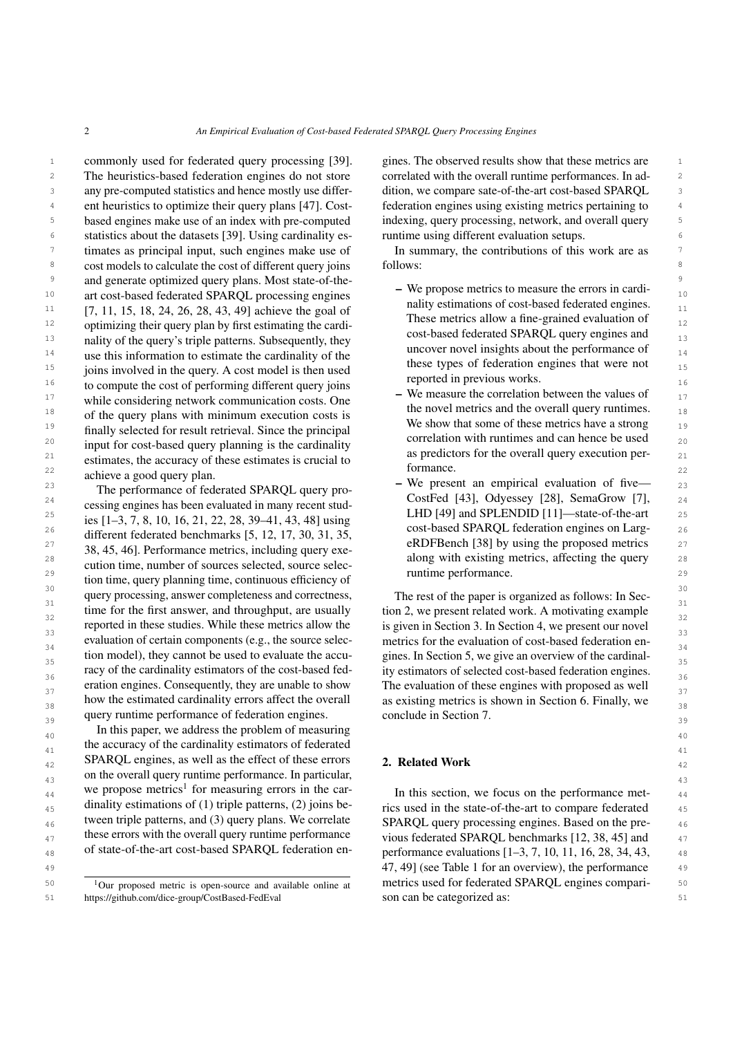commonly used for federated query processing [39]. The heuristics-based federation engines do not store any pre-computed statistics and hence mostly use different heuristics to optimize their query plans [47]. Cost-based engines make use of an index with pre-computed statistics about the datasets [39]. Using cardinality estimates as principal input, such engines make use of cost models to calculate the cost of different query joins and generate optimized query plans. Most state-of-the-art cost-based federated SPARQL processing engines [7, 11, 15, 18, 24, 26, 28, 43, 49] achieve the goal of optimizing their query plan by first estimating the cardinality of the query's triple patterns. Subsequently, they use this information to estimate the cardinality of the joins involved in the query. A cost model is then used to compute the cost of performing different query joins while considering network communication costs. One of the query plans with minimum execution costs is finally selected for result retrieval. Since the principal input for cost-based query planning is the cardinality estimates, the accuracy of these estimates is crucial to achieve a good query plan.

The performance of federated SPARQL query processing engines has been evaluated in many recent studies [1–3, 7, 8, 10, 16, 21, 22, 28, 39–41, 43, 48] using different federated benchmarks [5, 12, 17, 30, 31, 35, 38, 45, 46]. Performance metrics, including query execution time, number of sources selected, source selection time, query planning time, continuous efficiency of query processing, answer completeness and correctness, time for the first answer, and throughput, are usually reported in these studies. While these metrics allow the evaluation of certain components (e.g., the source selection model), they cannot be used to evaluate the accuracy of the cardinality estimators of the cost-based federation engines. Consequently, they are unable to show how the estimated cardinality errors affect the overall query runtime performance of federation engines.

In this paper, we address the problem of measuring the accuracy of the cardinality estimators of federated SPARQL engines, as well as the effect of these errors on the overall query runtime performance. In particular, we propose metrics[1] for measuring errors in the cardinality estimations of (1) triple patterns, (2) joins between triple patterns, and (3) query plans. We correlate these errors with the overall query runtime performance of state-of-the-art cost-based SPARQL federation engines. The observed results show that these metrics are correlated with the overall runtime performances. In addition, we compare sate-of-the-art cost-based SPARQL federation engines using existing metrics pertaining to indexing, query processing, network, and overall query runtime using different evaluation setups.

In summary, the contributions of this work are as follows:

- We propose metrics to measure the errors in cardinality estimations of cost-based federated engines. These metrics allow a fine-grained evaluation of cost-based federated SPARQL query engines and uncover novel insights about the performance of these types of federation engines that were not reported in previous works.
- We measure the correlation between the values of the novel metrics and the overall query runtimes. We show that some of these metrics have a strong correlation with runtimes and can hence be used as predictors for the overall query execution performance.
- We present an empirical evaluation of five—CostFed [43], Odyessey [28], SemaGrow [7], LHD [49] and SPLENDID [11]—state-of-the-art cost-based SPARQL federation engines on LargeRDFBench [38] by using the proposed metrics along with existing metrics, affecting the query runtime performance.

The rest of the paper is organized as follows: In Section 2, we present related work. A motivating example is given in Section 3. In Section 4, we present our novel metrics for the evaluation of cost-based federation engines. In Section 5, we give an overview of the cardinality estimators of selected cost-based federation engines. The evaluation of these engines with proposed as well as existing metrics is shown in Section 6. Finally, we conclude in Section 7.

## 2. Related Work

In this section, we focus on the performance metrics used in the state-of-the-art to compare federated SPARQL query processing engines. Based on the previous federated SPARQL benchmarks [12, 38, 45] and performance evaluations [1–3, 7, 10, 11, 16, 28, 34, 43, 47, 49] (see Table 1 for an overview), the performance metrics used for federated SPARQL engines comparison can be categorized as:

[1] Our proposed metric is open-source and available online at https://github.com/dice-group/CostBased-FedEval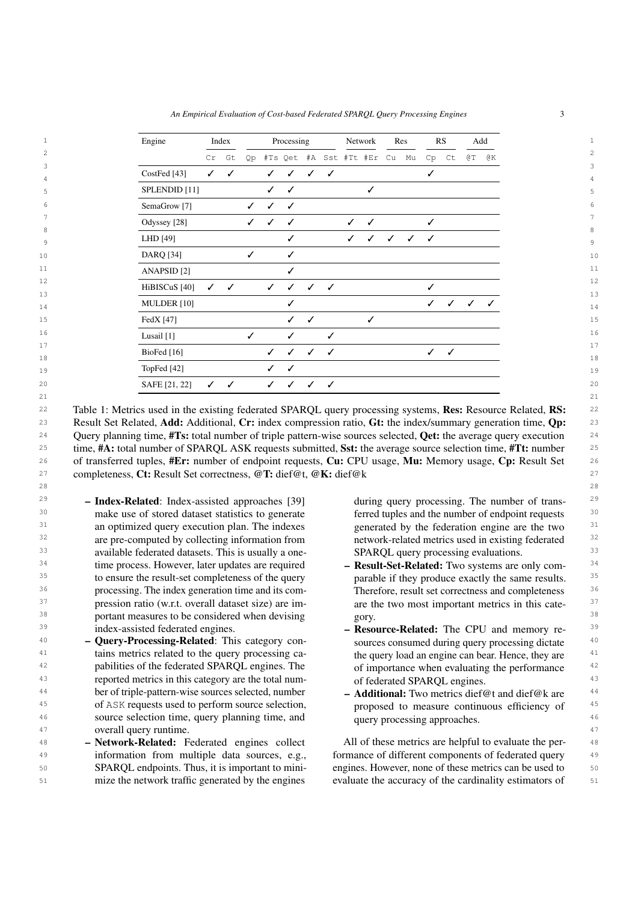| Engine | Index | | Processing | | | | | Network | | Res | | RS | | Add | |
|---|---|---|---|---|---|---|---|---|---|---|---|---|---|---|---|
| | Cr | Gt | Qp | #Ts | Qet | #A | Sst | #Tt | #Er | Cu | Mu | Cp | Ct | @T | @K |
| CostFed [43] | ✓ | ✓ | | ✓ | ✓ | ✓ | ✓ | | | | | ✓ | | | |
| SPLENDID [11] | | | | ✓ | ✓ | | | | ✓ | | | | | | |
| SemaGrow [7] | | | ✓ | ✓ | ✓ | | | | | | | | | | |
| Odyssey [28] | | | ✓ | ✓ | ✓ | | | ✓ | ✓ | | | ✓ | | | |
| LHD [49] | | | | | ✓ | | | ✓ | ✓ | ✓ | ✓ | ✓ | | | |
| DARQ [34] | | | ✓ | | ✓ | | | | | | | | | | |
| ANAPSID [2] | | | | | ✓ | | | | | | | | | | |
| HiBISCuS [40] | ✓ | ✓ | | ✓ | ✓ | ✓ | ✓ | | | | | ✓ | | | |
| MULDER [10] | | | | | ✓ | | | | | | | ✓ | ✓ | ✓ | ✓ |
| FedX [47] | | | | | ✓ | ✓ | | | ✓ | | | | | | |
| Lusail [1] | | | ✓ | | ✓ | | ✓ | | | | | | | | |
| BioFed [16] | | | | ✓ | ✓ | ✓ | ✓ | | | | | ✓ | ✓ | | |
| TopFed [42] | | | | ✓ | ✓ | | | | | | | | | | |
| SAFE [21, 22] | ✓ | ✓ | | ✓ | ✓ | ✓ | ✓ | | | | | | | | |

Table 1: Metrics used in the existing federated SPARQL query processing systems, **Res:** Resource Related, **RS:** Result Set Related, **Add:** Additional, **Cr:** index compression ratio, **Gt:** the index/summary generation time, **Qp:** Query planning time, **#Ts:** total number of triple pattern-wise sources selected, **Qet:** the average query execution time, **#A:** total number of SPARQL ASK requests submitted, **Sst:** the average source selection time, **#Tt:** number of transferred tuples, **#Er:** number of endpoint requests, **Cu:** CPU usage, **Mu:** Memory usage, **Cp:** Result Set completeness, **Ct:** Result Set correctness, **@T:** dief@t, **@K:** dief@k

- **Index-Related**: Index-assisted approaches [39] make use of stored dataset statistics to generate an optimized query execution plan. The indexes are pre-computed by collecting information from available federated datasets. This is usually a one-time process. However, later updates are required to ensure the result-set completeness of the query processing. The index generation time and its compression ratio (w.r.t. overall dataset size) are important measures to be considered when devising index-assisted federated engines.
- **Query-Processing-Related**: This category contains metrics related to the query processing capabilities of the federated SPARQL engines. The reported metrics in this category are the total number of triple-pattern-wise sources selected, number of ASK requests used to perform source selection, source selection time, query planning time, and overall query runtime.
- **Network-Related:** Federated engines collect information from multiple data sources, e.g., SPARQL endpoints. Thus, it is important to minimize the network traffic generated by the engines during query processing. The number of transferred tuples and the number of endpoint requests generated by the federation engine are the two network-related metrics used in existing federated SPARQL query processing evaluations.
- **Result-Set-Related:** Two systems are only comparable if they produce exactly the same results. Therefore, result set correctness and completeness are the two most important metrics in this category.
- **Resource-Related:** The CPU and memory resources consumed during query processing dictate the query load an engine can bear. Hence, they are of importance when evaluating the performance of federated SPARQL engines.
- **Additional:** Two metrics dief@t and dief@k are proposed to measure continuous efficiency of query processing approaches.

All of these metrics are helpful to evaluate the performance of different components of federated query engines. However, none of these metrics can be used to evaluate the accuracy of the cardinality estimators of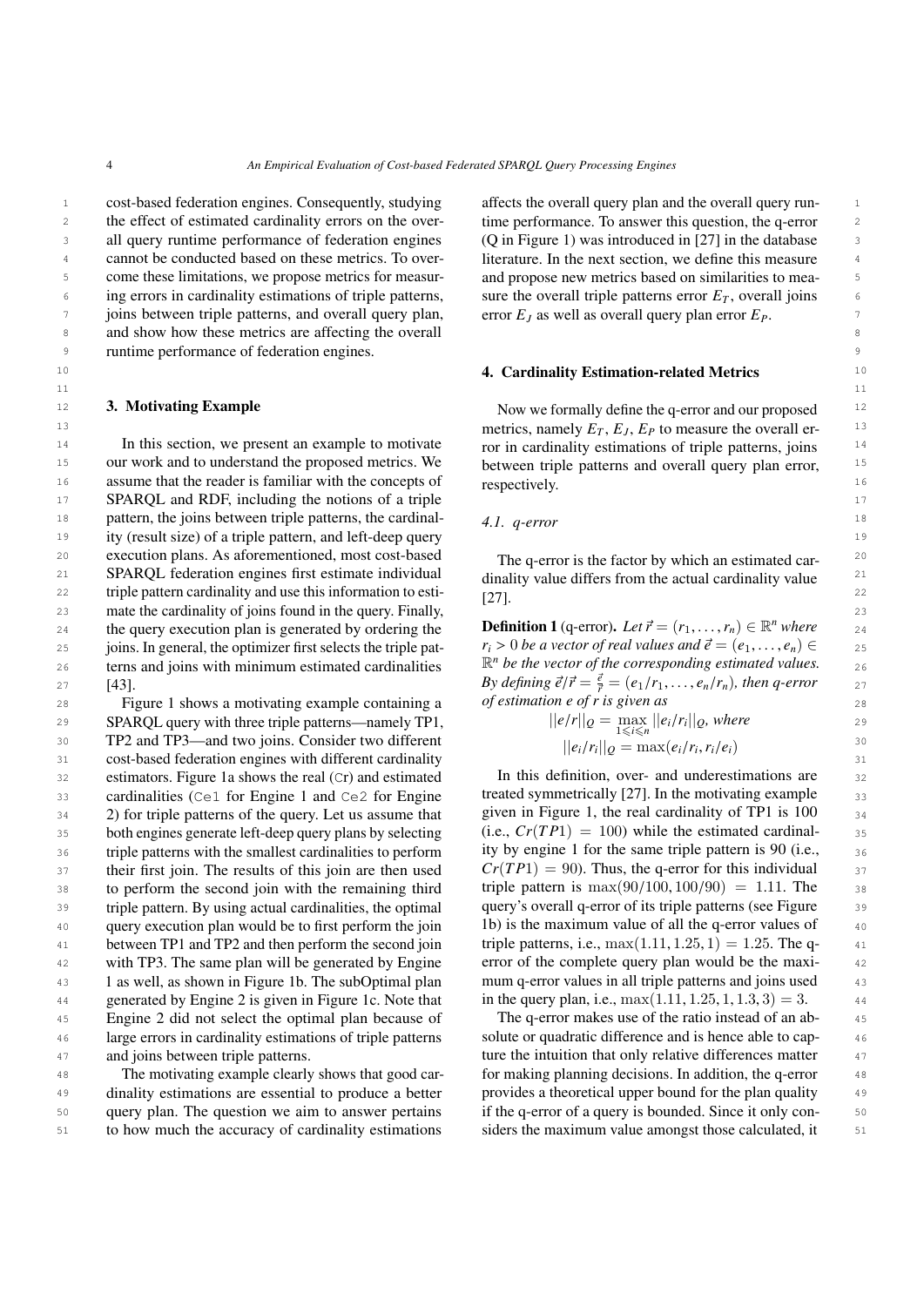cost-based federation engines. Consequently, studying the effect of estimated cardinality errors on the overall query runtime performance of federation engines cannot be conducted based on these metrics. To overcome these limitations, we propose metrics for measuring errors in cardinality estimations of triple patterns, joins between triple patterns, and overall query plan, and show how these metrics are affecting the overall runtime performance of federation engines.

## 3. Motivating Example

In this section, we present an example to motivate our work and to understand the proposed metrics. We assume that the reader is familiar with the concepts of SPARQL and RDF, including the notions of a triple pattern, the joins between triple patterns, the cardinality (result size) of a triple pattern, and left-deep query execution plans. As aforementioned, most cost-based SPARQL federation engines first estimate individual triple pattern cardinality and use this information to estimate the cardinality of joins found in the query. Finally, the query execution plan is generated by ordering the joins. In general, the optimizer first selects the triple patterns and joins with minimum estimated cardinalities [43].

Figure 1 shows a motivating example containing a SPARQL query with three triple patterns—namely TP1, TP2 and TP3—and two joins. Consider two different cost-based federation engines with different cardinality estimators. Figure 1a shows the real (`Cr`) and estimated cardinalities (`Ce1` for Engine 1 and `Ce2` for Engine 2) for triple patterns of the query. Let us assume that both engines generate left-deep query plans by selecting triple patterns with the smallest cardinalities to perform their first join. The results of this join are then used to perform the second join with the remaining third triple pattern. By using actual cardinalities, the optimal query execution plan would be to first perform the join between TP1 and TP2 and then perform the second join with TP3. The same plan will be generated by Engine 1 as well, as shown in Figure 1b. The subOptimal plan generated by Engine 2 is given in Figure 1c. Note that Engine 2 did not select the optimal plan because of large errors in cardinality estimations of triple patterns and joins between triple patterns.

The motivating example clearly shows that good cardinality estimations are essential to produce a better query plan. The question we aim to answer pertains to how much the accuracy of cardinality estimations affects the overall query plan and the overall query runtime performance. To answer this question, the q-error (Q in Figure 1) was introduced in [27] in the database literature. In the next section, we define this measure and propose new metrics based on similarities to measure the overall triple patterns error $E_T$, overall joins error $E_J$ as well as overall query plan error $E_P$.

## 4. Cardinality Estimation-related Metrics

Now we formally define the q-error and our proposed metrics, namely $E_T$, $E_J$, $E_P$ to measure the overall error in cardinality estimations of triple patterns, joins between triple patterns and overall query plan error, respectively.

### 4.1. q-error

The q-error is the factor by which an estimated cardinality value differs from the actual cardinality value [27].

**Definition 1** (q-error). *Let $\vec{r} = (r_1, \ldots, r_n) \in \mathbb{R}^n$ where $r_i > 0$ be a vector of real values and $\vec{e} = (e_1, \ldots, e_n) \in \mathbb{R}^n$ be the vector of the corresponding estimated values. By defining $\vec{e}/\vec{r} = \frac{\vec{e}}{\vec{r}} = (e_1/r_1, \ldots, e_n/r_n)$, then q-error of estimation e of r is given as*

$$||e/r||_Q = \max_{1 \leqslant i \leqslant n} ||e_i/r_i||_Q, \text{ where}$$

$$||e_i/r_i||_Q = \max(e_i/r_i, r_i/e_i)$$

In this definition, over- and underestimations are treated symmetrically [27]. In the motivating example given in Figure 1, the real cardinality of TP1 is 100 (i.e., $Cr(TP1) = 100$) while the estimated cardinality by engine 1 for the same triple pattern is 90 (i.e., $Cr(TP1) = 90$). Thus, the q-error for this individual triple pattern is $\max(90/100, 100/90) = 1.11$. The query's overall q-error of its triple patterns (see Figure 1b) is the maximum value of all the q-error values of triple patterns, i.e., $\max(1.11, 1.25, 1) = 1.25$. The q-error of the complete query plan would be the maximum q-error values in all triple patterns and joins used in the query plan, i.e., $\max(1.11, 1.25, 1, 1.3, 3) = 3$.

The q-error makes use of the ratio instead of an absolute or quadratic difference and is hence able to capture the intuition that only relative differences matter for making planning decisions. In addition, the q-error provides a theoretical upper bound for the plan quality if the q-error of a query is bounded. Since it only considers the maximum value amongst those calculated, it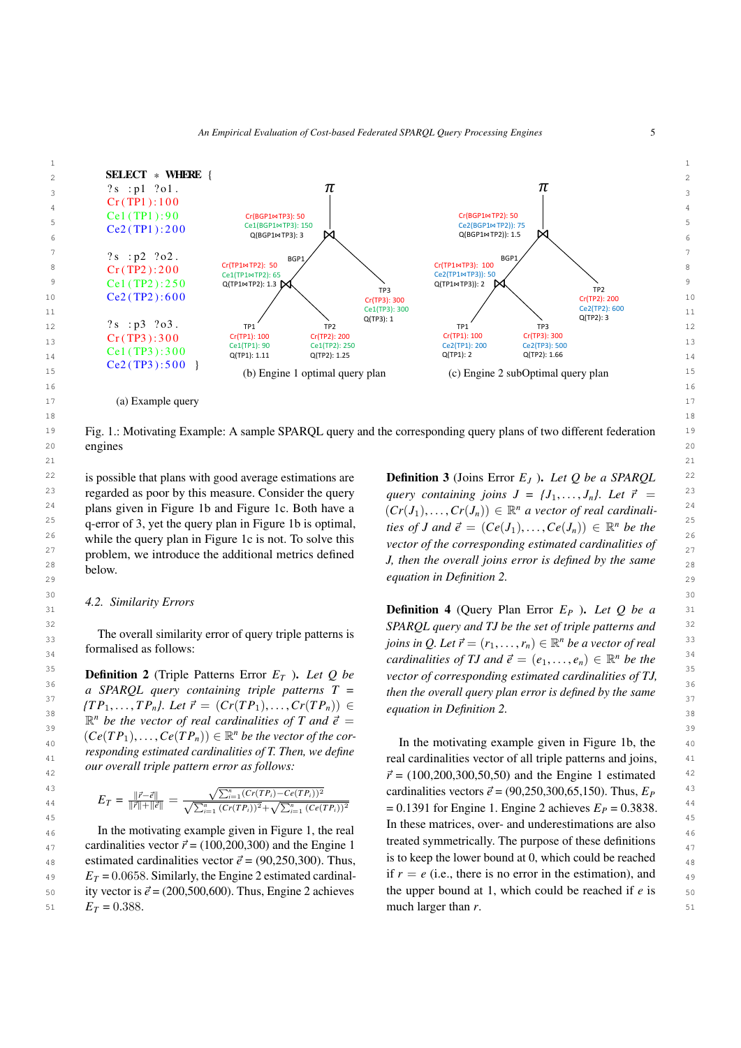```
SELECT * WHERE {
?s :p1 ?o1 .
Cr(TP1):100
Ce1(TP1):90
Ce2(TP1):200

?s :p2 ?o2 .
Cr(TP2):200
Ce1(TP2):250
Ce2(TP2):600

?s :p3 ?o3 .
Cr(TP3):300
Ce1(TP3):300
Ce2(TP3):500 }
```

(a) Example query

(b) Engine 1 optimal query plan

(c) Engine 2 subOptimal query plan

Fig. 1.: Motivating Example: A sample SPARQL query and the corresponding query plans of two different federation engines

is possible that plans with good average estimations are regarded as poor by this measure. Consider the query plans given in Figure 1b and Figure 1c. Both have a q-error of 3, yet the query plan in Figure 1b is optimal, while the query plan in Figure 1c is not. To solve this problem, we introduce the additional metrics defined below.

### 4.2. Similarity Errors

The overall similarity error of query triple patterns is formalised as follows:

**Definition 2** (Triple Patterns Error $E_T$ ). *Let $Q$ be a SPARQL query containing triple patterns $T = \{TP_1, \ldots, TP_n\}$. Let $\vec{r} = (Cr(TP_1), \ldots, Cr(TP_n)) \in \mathbb{R}^n$ be the vector of real cardinalities of $T$ and $\vec{e} = (Ce(TP_1), \ldots, Ce(TP_n)) \in \mathbb{R}^n$ be the vector of the corresponding estimated cardinalities of T. Then, we define our overall triple pattern error as follows:*

$$E_T = \frac{\|\vec{r} - \vec{e}\|}{\|\vec{r}\| + \|\vec{e}\|} = \frac{\sqrt{\sum_{i=1}^{n}(Cr(TP_i) - Ce(TP_i))^2}}{\sqrt{\sum_{i=1}^{n}(Cr(TP_i))^2} + \sqrt{\sum_{i=1}^{n}(Ce(TP_i))^2}}$$

In the motivating example given in Figure 1, the real cardinalities vector $\vec{r}$ = (100,200,300) and the Engine 1 estimated cardinalities vector $\vec{e}$ = (90,250,300). Thus, $E_T$ = 0.0658. Similarly, the Engine 2 estimated cardinality vector is $\vec{e}$ = (200,500,600). Thus, Engine 2 achieves $E_T$ = 0.388.

**Definition 3** (Joins Error $E_J$ ). *Let $Q$ be a SPARQL query containing joins $J = \{J_1, \ldots, J_n\}$. Let $\vec{r} = (Cr(J_1), \ldots, Cr(J_n)) \in \mathbb{R}^n$ a vector of real cardinalities of $J$ and $\vec{e} = (Ce(J_1), \ldots, Ce(J_n)) \in \mathbb{R}^n$ be the vector of the corresponding estimated cardinalities of J, then the overall joins error is defined by the same equation in Definition 2.*

**Definition 4** (Query Plan Error $E_P$ ). *Let $Q$ be a SPARQL query and TJ be the set of triple patterns and joins in $Q$. Let $\vec{r} = (r_1, \ldots, r_n) \in \mathbb{R}^n$ be a vector of real cardinalities of TJ and $\vec{e} = (e_1, \ldots, e_n) \in \mathbb{R}^n$ be the vector of corresponding estimated cardinalities of TJ, then the overall query plan error is defined by the same equation in Definition 2.*

In the motivating example given in Figure 1b, the real cardinalities vector of all triple patterns and joins, $\vec{r}$ = (100,200,300,50,50) and the Engine 1 estimated cardinalities vectors $\vec{e}$ = (90,250,300,65,150). Thus, $E_P$ = 0.1391 for Engine 1. Engine 2 achieves $E_P$ = 0.3838. In these matrices, over- and underestimations are also treated symmetrically. The purpose of these definitions is to keep the lower bound at 0, which could be reached if $r = e$ (i.e., there is no error in the estimation), and the upper bound at 1, which could be reached if $e$ is much larger than $r$.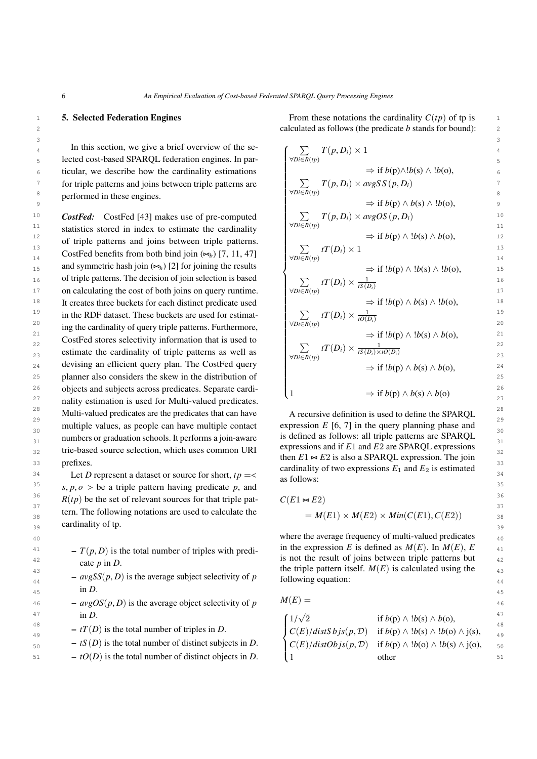## 5. Selected Federation Engines

In this section, we give a brief overview of the selected cost-based SPARQL federation engines. In particular, we describe how the cardinality estimations for triple patterns and joins between triple patterns are performed in these engines.

***CostFed:*** CostFed [43] makes use of pre-computed statistics stored in index to estimate the cardinality of triple patterns and joins between triple patterns. CostFed benefits from both bind join ($\bowtie_b$) [7, 11, 47] and symmetric hash join ($\bowtie_h$) [2] for joining the results of triple patterns. The decision of join selection is based on calculating the cost of both joins on query runtime. It creates three buckets for each distinct predicate used in the RDF dataset. These buckets are used for estimating the cardinality of query triple patterns. Furthermore, CostFed stores selectivity information that is used to estimate the cardinality of triple patterns as well as devising an efficient query plan. The CostFed query planner also considers the skew in the distribution of objects and subjects across predicates. Separate cardinality estimation is used for Multi-valued predicates. Multi-valued predicates are the predicates that can have multiple values, as people can have multiple contact numbers or graduation schools. It performs a join-aware trie-based source selection, which uses common URI prefixes.

Let $D$ represent a dataset or source for short, $tp = < s, p, o >$ be a triple pattern having predicate $p$, and $R(tp)$ be the set of relevant sources for that triple pattern. The following notations are used to calculate the cardinality of tp.

- $T(p, D)$ is the total number of triples with predicate $p$ in $D$.
- $avgSS(p, D)$ is the average subject selectivity of $p$ in $D$.
- $avgOS(p, D)$ is the average object selectivity of $p$ in $D$.
- $tT(D)$ is the total number of triples in $D$.
- $tS(D)$ is the total number of distinct subjects in $D$.
- $tO(D)$ is the total number of distinct objects in $D$.

From these notations the cardinality $C(tp)$ of tp is calculated as follows (the predicate $b$ stands for bound):

$$
\begin{cases}
\sum_{\forall Di \in R(tp)} T(p, D_i) \times 1 & \Rightarrow \text{if } b(\text{p}) \wedge !b(\text{s}) \wedge !b(\text{o}), \\
\sum_{\forall Di \in R(tp)} T(p, D_i) \times avgSS(p, D_i) & \Rightarrow \text{if } b(\text{p}) \wedge b(\text{s}) \wedge !b(\text{o}), \\
\sum_{\forall Di \in R(tp)} T(p, D_i) \times avgOS(p, D_i) & \Rightarrow \text{if } b(\text{p}) \wedge !b(\text{s}) \wedge b(\text{o}), \\
\sum_{\forall Di \in R(tp)} tT(D_i) \times 1 & \Rightarrow \text{if } !b(\text{p}) \wedge !b(\text{s}) \wedge !b(\text{o}), \\
\sum_{\forall Di \in R(tp)} tT(D_i) \times \frac{1}{tS(D_i)} & \Rightarrow \text{if } !b(\text{p}) \wedge b(\text{s}) \wedge !b(\text{o}), \\
\sum_{\forall Di \in R(tp)} tT(D_i) \times \frac{1}{tO(D_i)} & \Rightarrow \text{if } !b(\text{p}) \wedge !b(\text{s}) \wedge b(\text{o}), \\
\sum_{\forall Di \in R(tp)} tT(D_i) \times \frac{1}{tS(D_i) \times tO(D_i)} & \Rightarrow \text{if } !b(\text{p}) \wedge b(\text{s}) \wedge b(\text{o}), \\
1 & \Rightarrow \text{if } b(\text{p}) \wedge b(\text{s}) \wedge b(\text{o})
\end{cases}
$$

A recursive definition is used to define the SPARQL expression $E$ [6, 7] in the query planning phase and is defined as follows: all triple patterns are SPARQL expressions and if $E1$ and $E2$ are SPARQL expressions then $E1 \bowtie E2$ is also a SPARQL expression. The join cardinality of two expressions $E_1$ and $E_2$ is estimated as follows:

$$
C(E1 \bowtie E2) = M(E1) \times M(E2) \times Min(C(E1), C(E2))
$$

where the average frequency of multi-valued predicates in the expression $E$ is defined as $M(E)$. In $M(E)$, $E$ is not the result of joins between triple patterns but the triple pattern itself. $M(E)$ is calculated using the following equation:

$$
M(E) =
\begin{cases}
1/\sqrt{2} & \text{if } b(\text{p}) \wedge !b(\text{s}) \wedge b(\text{o}), \\
C(E)/distSbjs(p, \mathcal{D}) & \text{if } b(\text{p}) \wedge !b(\text{s}) \wedge !b(\text{o}) \wedge \text{j(s)}, \\
C(E)/distObjs(p, \mathcal{D}) & \text{if } b(\text{p}) \wedge !b(\text{o}) \wedge !b(\text{s}) \wedge \text{j(o)}, \\
1 & \text{other}
\end{cases}
$$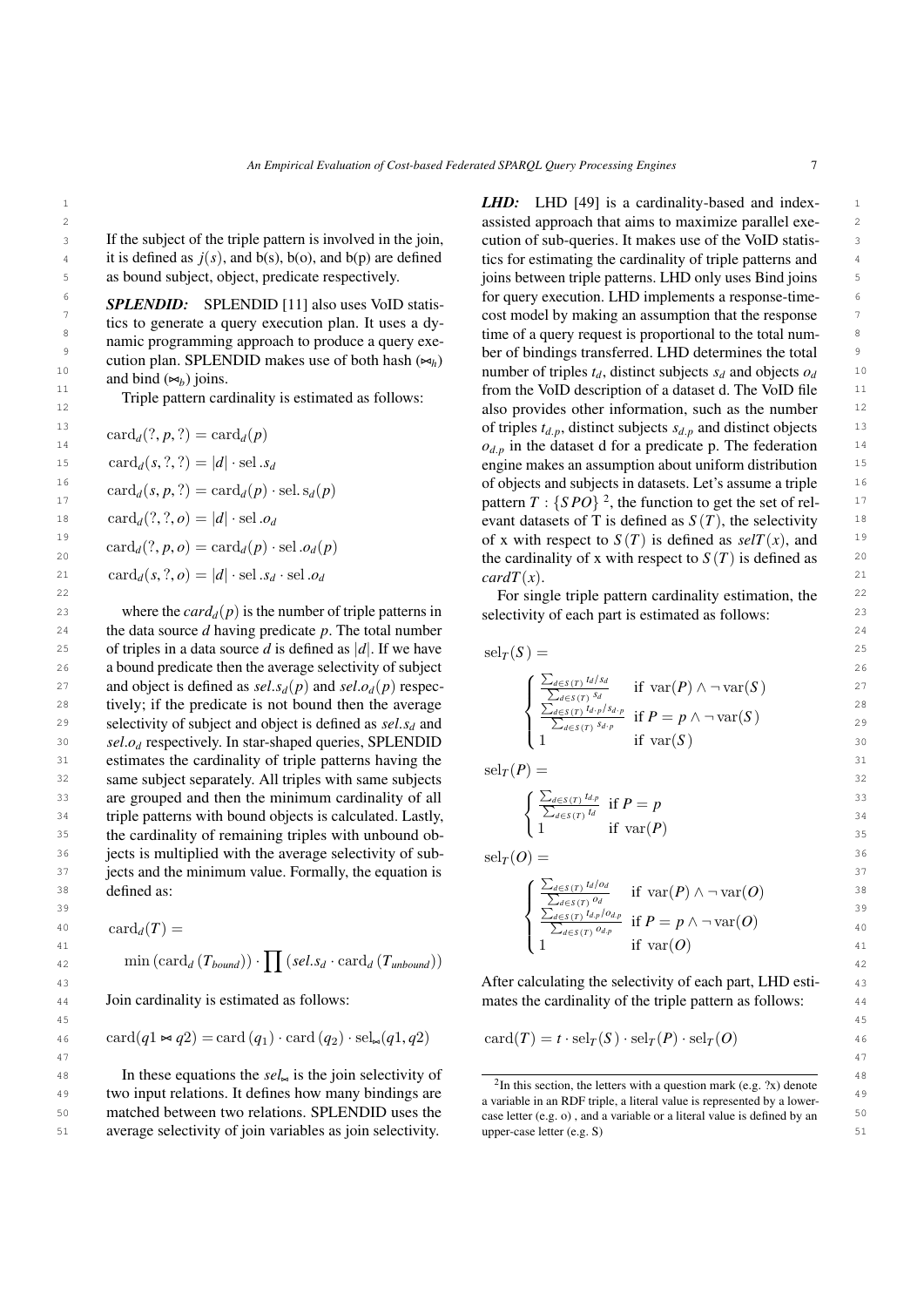If the subject of the triple pattern is involved in the join, it is defined as $j(s)$, and b(s), b(o), and b(p) are defined as bound subject, object, predicate respectively.

***SPLENDID:*** SPLENDID [11] also uses VoID statistics to generate a query execution plan. It uses a dynamic programming approach to produce a query execution plan. SPLENDID makes use of both hash ($\bowtie_h$) and bind ($\bowtie_b$) joins.

Triple pattern cardinality is estimated as follows:

$$
\begin{aligned}
&\operatorname{card}_d(?, p, ?) = \operatorname{card}_d(p) \\
&\operatorname{card}_d(s, ?, ?) = |d| \cdot \operatorname{sel}.s_d \\
&\operatorname{card}_d(s, p, ?) = \operatorname{card}_d(p) \cdot \operatorname{sel}.s_d(p) \\
&\operatorname{card}_d(?, ?, o) = |d| \cdot \operatorname{sel}.o_d \\
&\operatorname{card}_d(?, p, o) = \operatorname{card}_d(p) \cdot \operatorname{sel}.o_d(p) \\
&\operatorname{card}_d(s, ?, o) = |d| \cdot \operatorname{sel}.s_d \cdot \operatorname{sel}.o_d
\end{aligned}
$$

where the $card_d(p)$ is the number of triple patterns in the data source $d$ having predicate $p$. The total number of triples in a data source $d$ is defined as $|d|$. If we have a bound predicate then the average selectivity of subject and object is defined as $sel.s_d(p)$ and $sel.o_d(p)$ respectively; if the predicate is not bound then the average selectivity of subject and object is defined as $sel.s_d$ and $sel.o_d$ respectively. In star-shaped queries, SPLENDID estimates the cardinality of triple patterns having the same subject separately. All triples with same subjects are grouped and then the minimum cardinality of all triple patterns with bound objects is calculated. Lastly, the cardinality of remaining triples with unbound objects is multiplied with the average selectivity of subjects and the minimum value. Formally, the equation is defined as:

$$
\begin{aligned}
&\operatorname{card}_d(T) = \\
&\quad \min\left(\operatorname{card}_d\left(T_{bound}\right)\right) \cdot \prod \left(sel.s_d \cdot \operatorname{card}_d\left(T_{unbound}\right)\right)
\end{aligned}
$$

Join cardinality is estimated as follows:

$$
\operatorname{card}(q1 \bowtie q2) = \operatorname{card}\left(q_1\right) \cdot \operatorname{card}\left(q_2\right) \cdot \operatorname{sel}_{\bowtie}(q1, q2)
$$

In these equations the $sel_{\bowtie}$ is the join selectivity of two input relations. It defines how many bindings are matched between two relations. SPLENDID uses the average selectivity of join variables as join selectivity.

***LHD:*** LHD [49] is a cardinality-based and index-assisted approach that aims to maximize parallel execution of sub-queries. It makes use of the VoID statistics for estimating the cardinality of triple patterns and joins between triple patterns. LHD only uses Bind joins for query execution. LHD implements a response-time-cost model by making an assumption that the response time of a query request is proportional to the total number of bindings transferred. LHD determines the total number of triples $t_d$, distinct subjects $s_d$ and objects $o_d$ from the VoID description of a dataset d. The VoID file also provides other information, such as the number of triples $t_{d.p}$, distinct subjects $s_{d.p}$ and distinct objects $o_{d.p}$ in the dataset d for a predicate p. The federation engine makes an assumption about uniform distribution of objects and subjects in datasets. Let's assume a triple pattern $T : \{SPO\}$ [2], the function to get the set of relevant datasets of T is defined as $S(T)$, the selectivity of x with respect to $S(T)$ is defined as $selT(x)$, and the cardinality of x with respect to $S(T)$ is defined as $cardT(x)$.

For single triple pattern cardinality estimation, the selectivity of each part is estimated as follows:

$$
\operatorname{sel}_T(S) = \begin{cases} \frac{\sum_{d\in S(T)} t_d/s_d}{\sum_{d\in S(T)} s_d} & \text{if } \operatorname{var}(P) \wedge \neg \operatorname{var}(S) \\ \frac{\sum_{d\in S(T)} t_{d\cdot p}/s_{d\cdot p}}{\sum_{d\in S(T)} s_{d\cdot p}} & \text{if } P = p \wedge \neg \operatorname{var}(S) \\ 1 & \text{if } \operatorname{var}(S) \end{cases}
$$

$$
\operatorname{sel}_T(P) = \begin{cases} \frac{\sum_{d\in S(T)} t_{d\cdot p}}{\sum_{d\in S(T)} t_d} & \text{if } P = p \\ 1 & \text{if } \operatorname{var}(P) \end{cases}
$$

$$
\operatorname{sel}_T(O) = \begin{cases} \frac{\sum_{d\in S(T)} t_d/o_d}{\sum_{d\in S(T)} o_d} & \text{if } \operatorname{var}(P) \wedge \neg \operatorname{var}(O) \\ \frac{\sum_{d\in S(T)} t_{d\cdot p}/o_{d\cdot p}}{\sum_{d\in S(T)} o_{d\cdot p}} & \text{if } P = p \wedge \neg \operatorname{var}(O) \\ 1 & \text{if } \operatorname{var}(O) \end{cases}
$$

After calculating the selectivity of each part, LHD estimates the cardinality of the triple pattern as follows:

$$
\operatorname{card}(T) = t \cdot \operatorname{sel}_T(S) \cdot \operatorname{sel}_T(P) \cdot \operatorname{sel}_T(O)
$$

[2] In this section, the letters with a question mark (e.g. ?x) denote a variable in an RDF triple, a literal value is represented by a lower-case letter (e.g. o) , and a variable or a literal value is defined by an upper-case letter (e.g. S)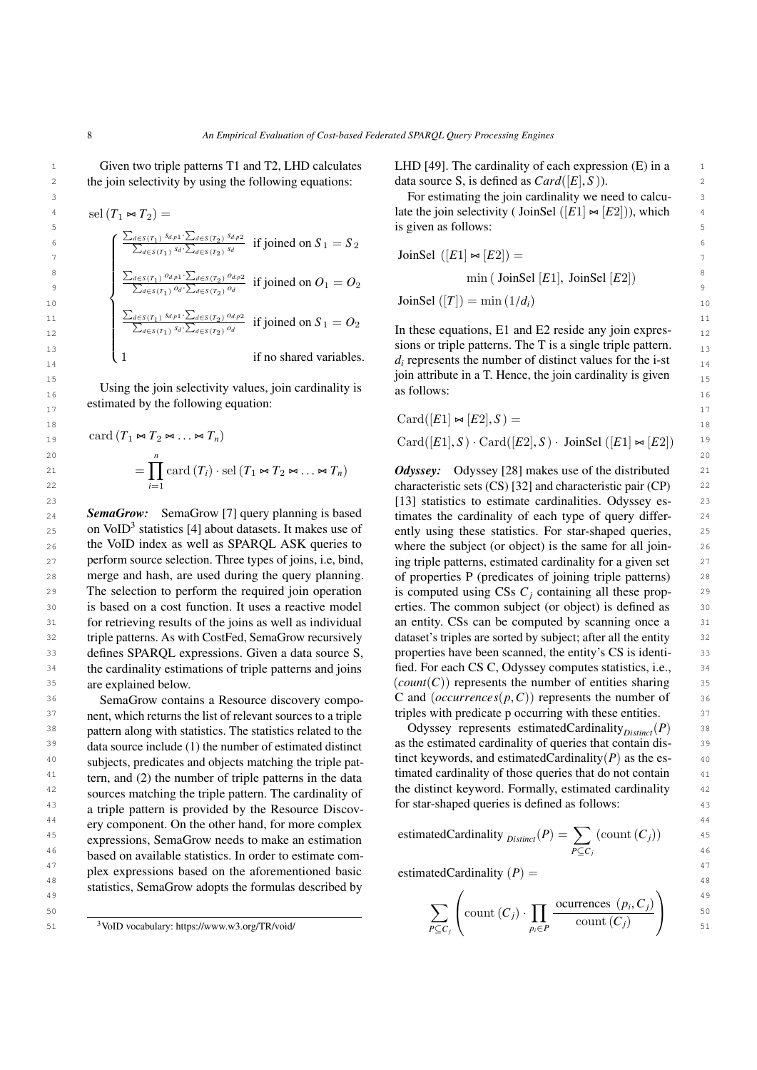Given two triple patterns T1 and T2, LHD calculates the join selectivity by using the following equations:

$$
\text{sel}\left(T_1 \bowtie T_2\right) =
\begin{cases}
\frac{\sum_{d \in S(T_1)} s_{d.p1} \cdot \sum_{d \in S(T_2)} s_{d.p2}}{\sum_{d \in S(T_1)} s_d \cdot \sum_{d \in S(T_2)} s_d} & \text{if joined on } S_1 = S_2 \\
\frac{\sum_{d \in S(T_1)} o_{d.p1} \cdot \sum_{d \in S(T_2)} o_{d.p2}}{\sum_{d \in S(T_1)} o_d \cdot \sum_{d \in S(T_2)} o_d} & \text{if joined on } O_1 = O_2 \\
\frac{\sum_{d \in S(T_1)} s_{d.p1} \cdot \sum_{d \in S(T_2)} o_{d.p2}}{\sum_{d \in S(T_1)} s_d \cdot \sum_{d \in S(T_2)} o_d} & \text{if joined on } S_1 = O_2 \\
1 & \text{if no shared variables.}
\end{cases}
$$

Using the join selectivity values, join cardinality is estimated by the following equation:

$$
\begin{aligned}
&\text{card}\left(T_1 \bowtie T_2 \bowtie \ldots \bowtie T_n\right) \\
&= \prod_{i=1}^{n} \text{card}\left(T_i\right) \cdot \text{sel}\left(T_1 \bowtie T_2 \bowtie \ldots \bowtie T_n\right)
\end{aligned}
$$

***SemaGrow:*** SemaGrow [7] query planning is based on VoID[3] statistics [4] about datasets. It makes use of the VoID index as well as SPARQL ASK queries to perform source selection. Three types of joins, i.e, bind, merge and hash, are used during the query planning. The selection to perform the required join operation is based on a cost function. It uses a reactive model for retrieving results of the joins as well as individual triple patterns. As with CostFed, SemaGrow recursively defines SPARQL expressions. Given a data source S, the cardinality estimations of triple patterns and joins are explained below.

SemaGrow contains a Resource discovery component, which returns the list of relevant sources to a triple pattern along with statistics. The statistics related to the data source include (1) the number of estimated distinct subjects, predicates and objects matching the triple pattern, and (2) the number of triple patterns in the data sources matching the triple pattern. The cardinality of a triple pattern is provided by the Resource Discovery component. On the other hand, for more complex expressions, SemaGrow needs to make an estimation based on available statistics. In order to estimate complex expressions based on the aforementioned basic statistics, SemaGrow adopts the formulas described by LHD [49]. The cardinality of each expression (E) in a data source S, is defined as $Card([E], S)$.

For estimating the join cardinality we need to calculate the join selectivity ( JoinSel $([E1] \bowtie [E2])$), which is given as follows:

$$
\text{JoinSel } ([E1] \bowtie [E2]) = \min\left( \text{JoinSel } [E1],\ \text{JoinSel } [E2]\right)
$$

$$
\text{JoinSel } ([T]) = \min\left(1/d_i\right)
$$

In these equations, E1 and E2 reside any join expressions or triple patterns. The T is a single triple pattern. $d_i$ represents the number of distinct values for the i-st join attribute in a T. Hence, the join cardinality is given as follows:

$$
\begin{aligned}
&\text{Card}([E1] \bowtie [E2], S) = \\
&\text{Card}([E1], S) \cdot \text{Card}([E2], S) \cdot \text{ JoinSel } ([E1] \bowtie [E2])
\end{aligned}
$$

***Odyssey:*** Odyssey [28] makes use of the distributed characteristic sets (CS) [32] and characteristic pair (CP) [13] statistics to estimate cardinalities. Odyssey estimates the cardinality of each type of query differently using these statistics. For star-shaped queries, where the subject (or object) is the same for all joining triple patterns, estimated cardinality for a given set of properties P (predicates of joining triple patterns) is computed using CSs $C_j$ containing all these properties. The common subject (or object) is defined as an entity. CSs can be computed by scanning once a dataset's triples are sorted by subject; after all the entity properties have been scanned, the entity's CS is identified. For each CS C, Odyssey computes statistics, i.e., $(count(C))$ represents the number of entities sharing C and $(occurrences(p, C))$ represents the number of triples with predicate p occurring with these entities.

Odyssey represents estimatedCardinality$_{Distinct}(P)$ as the estimated cardinality of queries that contain distinct keywords, and estimatedCardinality$(P)$ as the estimated cardinality of those queries that do not contain the distinct keyword. Formally, estimated cardinality for star-shaped queries is defined as follows:

$$
\text{estimatedCardinality }_{Distinct}(P) = \sum_{P \subseteq C_j} \left(\text{count}\left(C_j\right)\right)
$$

$$
\text{estimatedCardinality }(P) = \sum_{P \subseteq C_j} \left( \text{count}\left(C_j\right) \cdot \prod_{p_i \in P} \frac{\text{ocurrences } \left(p_i, C_j\right)}{\text{count}\left(C_j\right)} \right)
$$

[3] VoID vocabulary: https://www.w3.org/TR/void/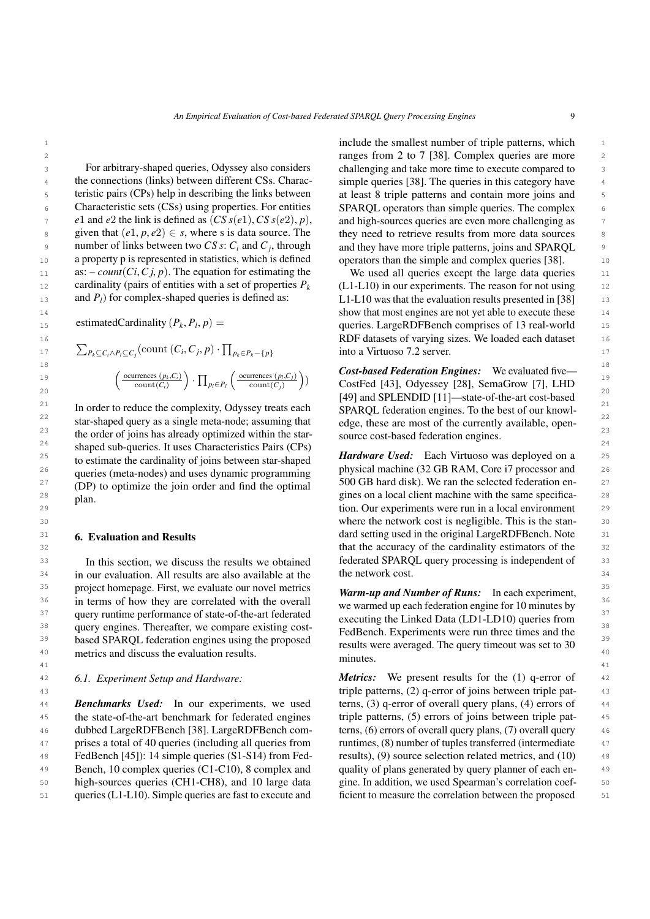For arbitrary-shaped queries, Odyssey also considers the connections (links) between different CSs. Characteristic pairs (CPs) help in describing the links between Characteristic sets (CSs) using properties. For entities $e1$ and $e2$ the link is defined as $(CS\,s(e1), CS\,s(e2), p)$, given that $(e1, p, e2) \in s$, where s is data source. The number of links between two $CS\,s$: $C_i$ and $C_j$, through a property p is represented in statistics, which is defined as: $-\ count(Ci, Cj, p)$. The equation for estimating the cardinality (pairs of entities with a set of properties $P_k$ and $P_l$) for complex-shaped queries is defined as:

$$\text{estimatedCardinality}\,(P_k, P_l, p) =$$

$$\sum_{P_k \subseteq C_i \wedge P_l \subseteq C_j} (\text{count}\,(C_i, C_j, p) \cdot \prod_{p_k \in P_k - \{p\}}$$

$$\left(\frac{\text{ocurrences}\,(p_k, C_i)}{\text{count}(C_i)}\right) \cdot \prod_{p_l \in P_l} \left(\frac{\text{ocurrences}\,(p_l, C_j)}{\text{count}(C_j)}\right))$$

In order to reduce the complexity, Odyssey treats each star-shaped query as a single meta-node; assuming that the order of joins has already optimized within the star-shaped sub-queries. It uses Characteristics Pairs (CPs) to estimate the cardinality of joins between star-shaped queries (meta-nodes) and uses dynamic programming (DP) to optimize the join order and find the optimal plan.

## 6. Evaluation and Results

In this section, we discuss the results we obtained in our evaluation. All results are also available at the project homepage. First, we evaluate our novel metrics in terms of how they are correlated with the overall query runtime performance of state-of-the-art federated query engines. Thereafter, we compare existing cost-based SPARQL federation engines using the proposed metrics and discuss the evaluation results.

### 6.1. Experiment Setup and Hardware:

***Benchmarks Used:*** In our experiments, we used the state-of-the-art benchmark for federated engines dubbed LargeRDFBench [38]. LargeRDFBench comprises a total of 40 queries (including all queries from FedBench [45]): 14 simple queries (S1-S14) from FedBench, 10 complex queries (C1-C10), 8 complex and high-sources queries (CH1-CH8), and 10 large data queries (L1-L10). Simple queries are fast to execute and include the smallest number of triple patterns, which ranges from 2 to 7 [38]. Complex queries are more challenging and take more time to execute compared to simple queries [38]. The queries in this category have at least 8 triple patterns and contain more joins and SPARQL operators than simple queries. The complex and high-sources queries are even more challenging as they need to retrieve results from more data sources and they have more triple patterns, joins and SPARQL operators than the simple and complex queries [38].

We used all queries except the large data queries (L1-L10) in our experiments. The reason for not using L1-L10 was that the evaluation results presented in [38] show that most engines are not yet able to execute these queries. LargeRDFBench comprises of 13 real-world RDF datasets of varying sizes. We loaded each dataset into a Virtuoso 7.2 server.

***Cost-based Federation Engines:*** We evaluated five—CostFed [43], Odyessey [28], SemaGrow [7], LHD [49] and SPLENDID [11]—state-of-the-art cost-based SPARQL federation engines. To the best of our knowledge, these are most of the currently available, open-source cost-based federation engines.

***Hardware Used:*** Each Virtuoso was deployed on a physical machine (32 GB RAM, Core i7 processor and 500 GB hard disk). We ran the selected federation engines on a local client machine with the same specification. Our experiments were run in a local environment where the network cost is negligible. This is the standard setting used in the original LargeRDFBench. Note that the accuracy of the cardinality estimators of the federated SPARQL query processing is independent of the network cost.

***Warm-up and Number of Runs:*** In each experiment, we warmed up each federation engine for 10 minutes by executing the Linked Data (LD1-LD10) queries from FedBench. Experiments were run three times and the results were averaged. The query timeout was set to 30 minutes.

***Metrics:*** We present results for the (1) q-error of triple patterns, (2) q-error of joins between triple patterns, (3) q-error of overall query plans, (4) errors of triple patterns, (5) errors of joins between triple patterns, (6) errors of overall query plans, (7) overall query runtimes, (8) number of tuples transferred (intermediate results), (9) source selection related metrics, and (10) quality of plans generated by query planner of each engine. In addition, we used Spearman's correlation coefficient to measure the correlation between the proposed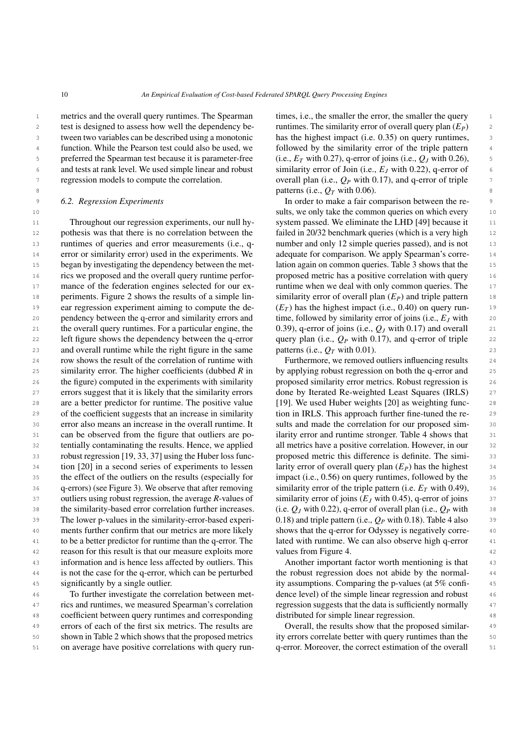metrics and the overall query runtimes. The Spearman test is designed to assess how well the dependency between two variables can be described using a monotonic function. While the Pearson test could also be used, we preferred the Spearman test because it is parameter-free and tests at rank level. We used simple linear and robust regression models to compute the correlation.

### 6.2. Regression Experiments

Throughout our regression experiments, our null hypothesis was that there is no correlation between the runtimes of queries and error measurements (i.e., q-error or similarity error) used in the experiments. We began by investigating the dependency between the metrics we proposed and the overall query runtime performance of the federation engines selected for our experiments. Figure 2 shows the results of a simple linear regression experiment aiming to compute the dependency between the q-error and similarity errors and the overall query runtimes. For a particular engine, the left figure shows the dependency between the q-error and overall runtime while the right figure in the same row shows the result of the correlation of runtime with similarity error. The higher coefficients (dubbed *R* in the figure) computed in the experiments with similarity errors suggest that it is likely that the similarity errors are a better predictor for runtime. The positive value of the coefficient suggests that an increase in similarity error also means an increase in the overall runtime. It can be observed from the figure that outliers are potentially contaminating the results. Hence, we applied robust regression [19, 33, 37] using the Huber loss function [20] in a second series of experiments to lessen the effect of the outliers on the results (especially for q-errors) (see Figure 3). We observe that after removing outliers using robust regression, the average *R*-values of the similarity-based error correlation further increases. The lower p-values in the similarity-error-based experiments further confirm that our metrics are more likely to be a better predictor for runtime than the q-error. The reason for this result is that our measure exploits more information and is hence less affected by outliers. This is not the case for the q-error, which can be perturbed significantly by a single outlier.

To further investigate the correlation between metrics and runtimes, we measured Spearman's correlation coefficient between query runtimes and corresponding errors of each of the first six metrics. The results are shown in Table 2 which shows that the proposed metrics on average have positive correlations with query runtimes, i.e., the smaller the error, the smaller the query runtimes. The similarity error of overall query plan ($E_P$) has the highest impact (i.e. 0.35) on query runtimes, followed by the similarity error of the triple pattern (i.e., $E_T$ with 0.27), q-error of joins (i.e., $Q_J$ with 0.26), similarity error of Join (i.e., $E_J$ with 0.22), q-error of overall plan (i.e., $Q_P$ with 0.17), and q-error of triple patterns (i.e., $Q_T$ with 0.06).

In order to make a fair comparison between the results, we only take the common queries on which every system passed. We eliminate the LHD [49] because it failed in 20/32 benchmark queries (which is a very high number and only 12 simple queries passed), and is not adequate for comparison. We apply Spearman's correlation again on common queries. Table 3 shows that the proposed metric has a positive correlation with query runtime when we deal with only common queries. The similarity error of overall plan ($E_P$) and triple pattern ($E_T$) has the highest impact (i.e., 0.40) on query runtime, followed by similarity error of joins (i.e., $E_J$ with 0.39), q-error of joins (i.e., $Q_J$ with 0.17) and overall query plan (i.e., $Q_P$ with 0.17), and q-error of triple patterns (i.e., $Q_T$ with 0.01).

Furthermore, we removed outliers influencing results by applying robust regression on both the q-error and proposed similarity error metrics. Robust regression is done by Iterated Re-weighted Least Squares (IRLS) [19]. We used Huber weights [20] as weighting function in IRLS. This approach further fine-tuned the results and made the correlation for our proposed similarity error and runtime stronger. Table 4 shows that all metrics have a positive correlation. However, in our proposed metric this difference is definite. The similarity error of overall query plan ($E_P$) has the highest impact (i.e., 0.56) on query runtimes, followed by the similarity error of the triple pattern (i.e. $E_T$ with 0.49), similarity error of joins ($E_J$ with 0.45), q-error of joins (i.e. $Q_J$ with 0.22), q-error of overall plan (i.e., $Q_P$ with 0.18) and triple pattern (i.e., $Q_P$ with 0.18). Table 4 also shows that the q-error for Odyssey is negatively correlated with runtime. We can also observe high q-error values from Figure 4.

Another important factor worth mentioning is that the robust regression does not abide by the normality assumptions. Comparing the p-values (at 5% confidence level) of the simple linear regression and robust regression suggests that the data is sufficiently normally distributed for simple linear regression.

Overall, the results show that the proposed similarity errors correlate better with query runtimes than the q-error. Moreover, the correct estimation of the overall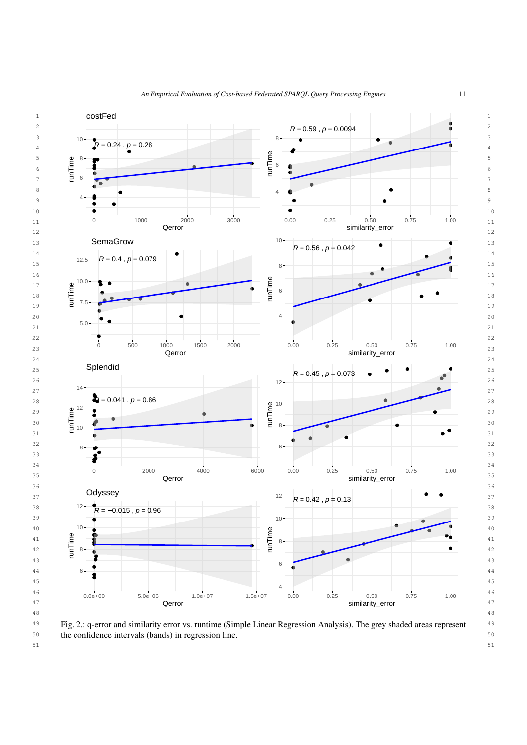Fig. 2.: q-error and similarity error vs. runtime (Simple Linear Regression Analysis). The grey shaded areas represent the confidence intervals (bands) in regression line.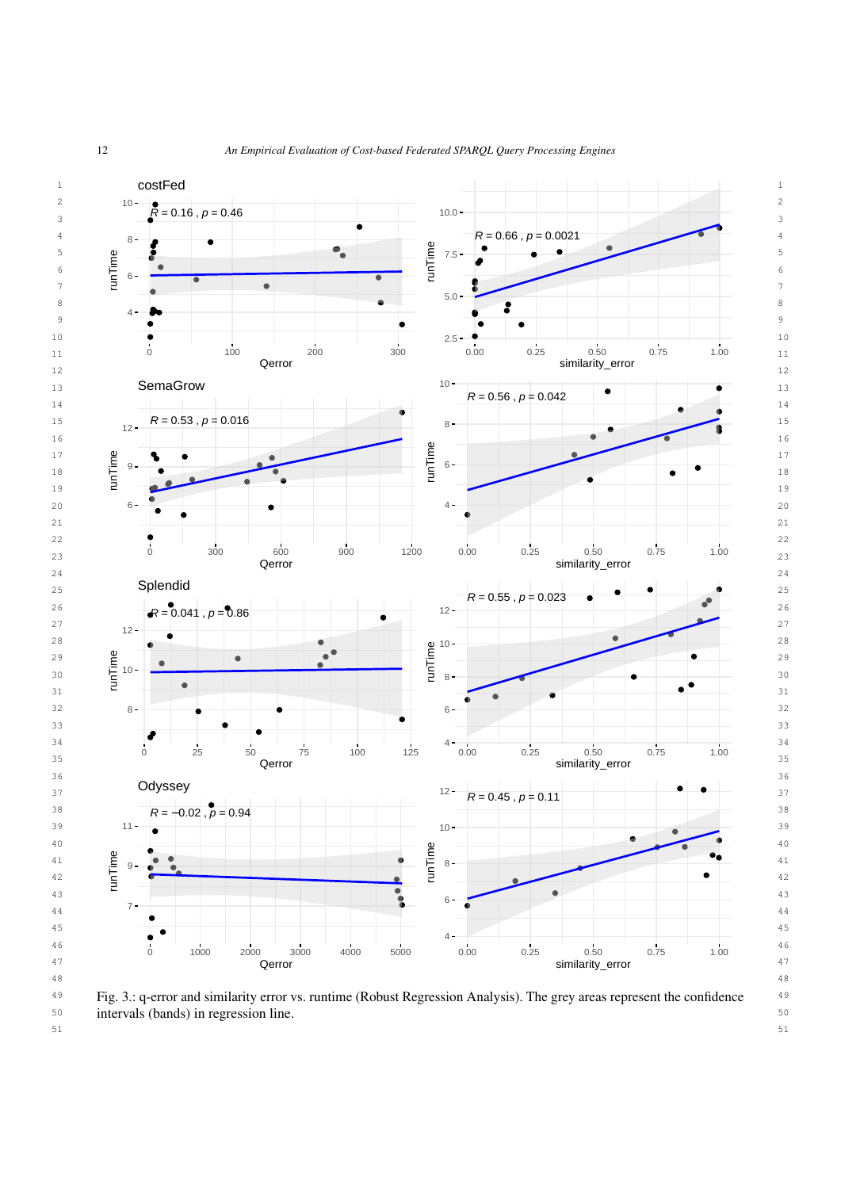Fig. 3.: q-error and similarity error vs. runtime (Robust Regression Analysis). The grey areas represent the confidence intervals (bands) in regression line.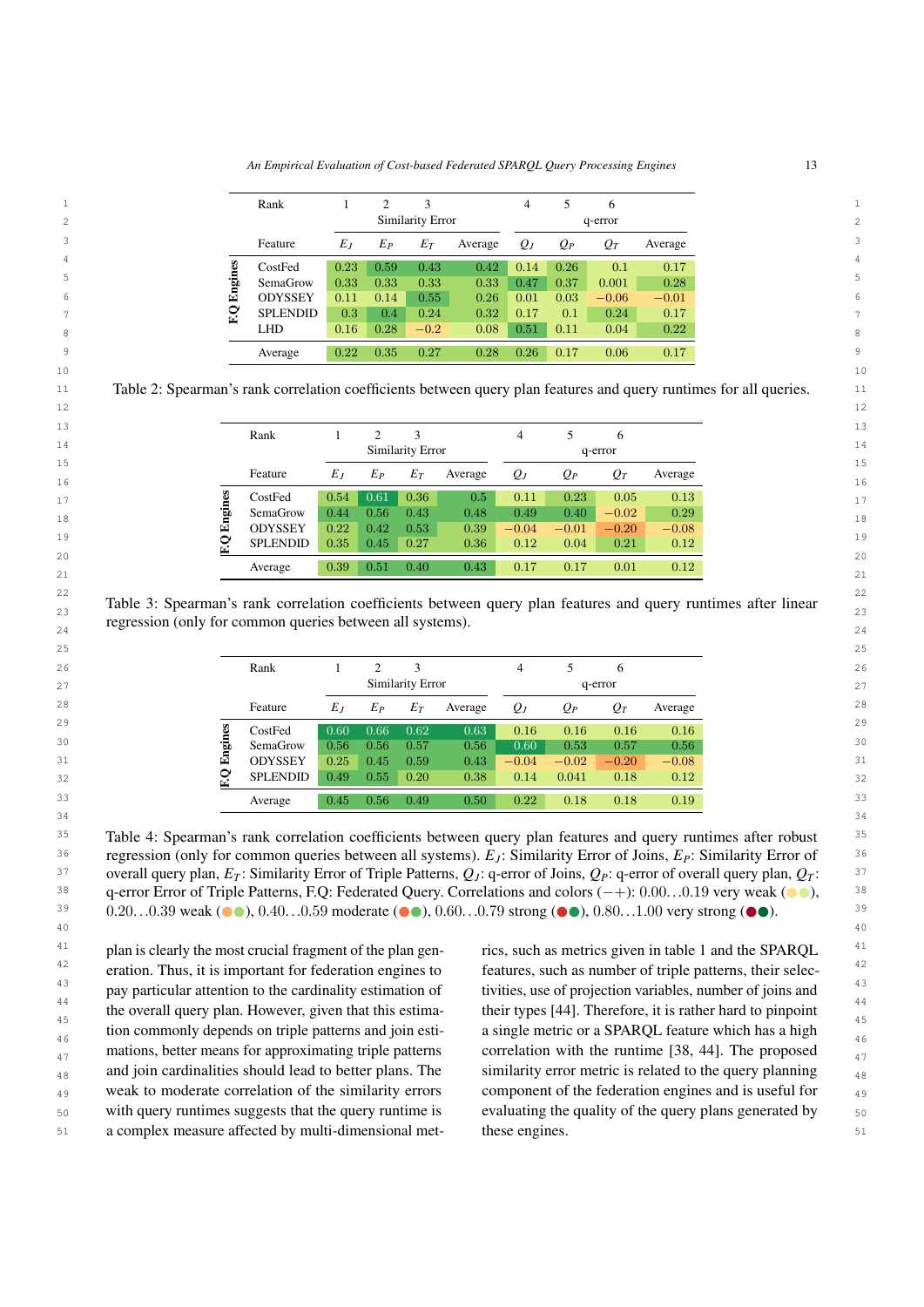| | Rank | 1 | 2 | 3 | | 4 | 5 | 6 | |
|---|---|---|---|---|---|---|---|---|---|
| | | Similarity Error | | | | q-error | | | |
| | Feature | $E_J$ | $E_P$ | $E_T$ | Average | $Q_J$ | $Q_P$ | $Q_T$ | Average |
| F.Q Engines | CostFed | 0.23 | 0.59 | 0.43 | 0.42 | 0.14 | 0.26 | 0.1 | 0.17 |
| | SemaGrow | 0.33 | 0.33 | 0.33 | 0.33 | 0.47 | 0.37 | 0.001 | 0.28 |
| | ODYSSEY | 0.11 | 0.14 | 0.55 | 0.26 | 0.01 | 0.03 | −0.06 | −0.01 |
| | SPLENDID | 0.3 | 0.4 | 0.24 | 0.32 | 0.17 | 0.1 | 0.24 | 0.17 |
| | LHD | 0.16 | 0.28 | −0.2 | 0.08 | 0.51 | 0.11 | 0.04 | 0.22 |
| | Average | 0.22 | 0.35 | 0.27 | 0.28 | 0.26 | 0.17 | 0.06 | 0.17 |

Table 2: Spearman's rank correlation coefficients between query plan features and query runtimes for all queries.

| | Rank | 1 | 2 | 3 | | 4 | 5 | 6 | |
|---|---|---|---|---|---|---|---|---|---|
| | | Similarity Error | | | | q-error | | | |
| | Feature | $E_J$ | $E_P$ | $E_T$ | Average | $Q_J$ | $Q_P$ | $Q_T$ | Average |
| F.Q Engines | CostFed | 0.54 | 0.61 | 0.36 | 0.5 | 0.11 | 0.23 | 0.05 | 0.13 |
| | SemaGrow | 0.44 | 0.56 | 0.43 | 0.48 | 0.49 | 0.40 | −0.02 | 0.29 |
| | ODYSSEY | 0.22 | 0.42 | 0.53 | 0.39 | −0.04 | −0.01 | −0.20 | −0.08 |
| | SPLENDID | 0.35 | 0.45 | 0.27 | 0.36 | 0.12 | 0.04 | 0.21 | 0.12 |
| | Average | 0.39 | 0.51 | 0.40 | 0.43 | 0.17 | 0.17 | 0.01 | 0.12 |

Table 3: Spearman's rank correlation coefficients between query plan features and query runtimes after linear regression (only for common queries between all systems).

| | Rank | 1 | 2 | 3 | | 4 | 5 | 6 | |
|---|---|---|---|---|---|---|---|---|---|
| | | Similarity Error | | | | q-error | | | |
| | Feature | $E_J$ | $E_P$ | $E_T$ | Average | $Q_J$ | $Q_P$ | $Q_T$ | Average |
| F.Q Engines | CostFed | 0.60 | 0.66 | 0.62 | 0.63 | 0.16 | 0.16 | 0.16 | 0.16 |
| | SemaGrow | 0.56 | 0.56 | 0.57 | 0.56 | 0.60 | 0.53 | 0.57 | 0.56 |
| | ODYSSEY | 0.25 | 0.45 | 0.59 | 0.43 | −0.04 | −0.02 | −0.20 | −0.08 |
| | SPLENDID | 0.49 | 0.55 | 0.20 | 0.38 | 0.14 | 0.041 | 0.18 | 0.12 |
| | Average | 0.45 | 0.56 | 0.49 | 0.50 | 0.22 | 0.18 | 0.18 | 0.19 |

Table 4: Spearman's rank correlation coefficients between query plan features and query runtimes after robust regression (only for common queries between all systems). $E_J$: Similarity Error of Joins, $E_P$: Similarity Error of overall query plan, $E_T$: Similarity Error of Triple Patterns, $Q_J$: q-error of Joins, $Q_P$: q-error of overall query plan, $Q_T$: q-error Error of Triple Patterns, F.Q: Federated Query. Correlations and colors (−+): 0.00…0.19 very weak (●●), 0.20…0.39 weak (●●), 0.40…0.59 moderate (●●), 0.60…0.79 strong (●●), 0.80…1.00 very strong (●●).

plan is clearly the most crucial fragment of the plan generation. Thus, it is important for federation engines to pay particular attention to the cardinality estimation of the overall query plan. However, given that this estimation commonly depends on triple patterns and join estimations, better means for approximating triple patterns and join cardinalities should lead to better plans. The weak to moderate correlation of the similarity errors with query runtimes suggests that the query runtime is a complex measure affected by multi-dimensional metrics, such as metrics given in table 1 and the SPARQL features, such as number of triple patterns, their selectivities, use of projection variables, number of joins and their types [44]. Therefore, it is rather hard to pinpoint a single metric or a SPARQL feature which has a high correlation with the runtime [38, 44]. The proposed similarity error metric is related to the query planning component of the federation engines and is useful for evaluating the quality of the query plans generated by these engines.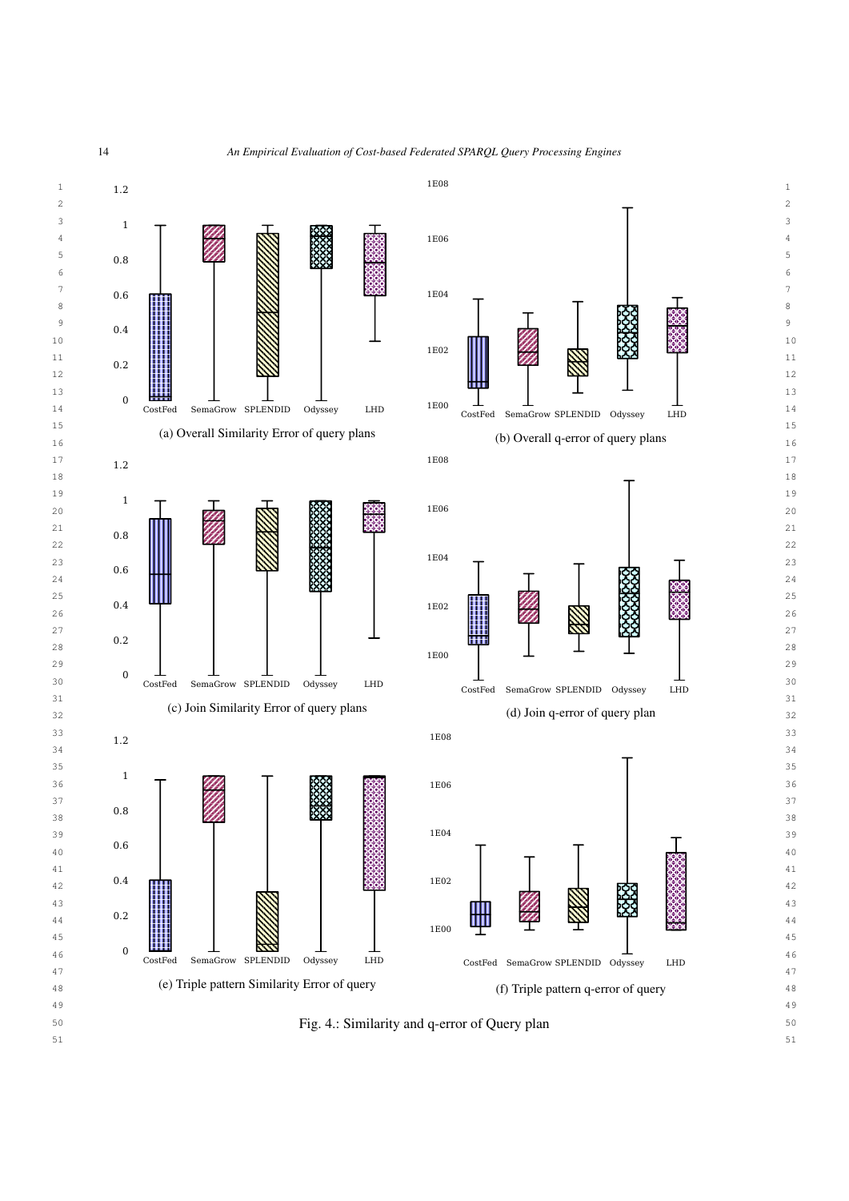(a) Overall Similarity Error of query plans

(b) Overall q-error of query plans

(c) Join Similarity Error of query plans

(d) Join q-error of query plan

(e) Triple pattern Similarity Error of query

(f) Triple pattern q-error of query

Fig. 4.: Similarity and q-error of Query plan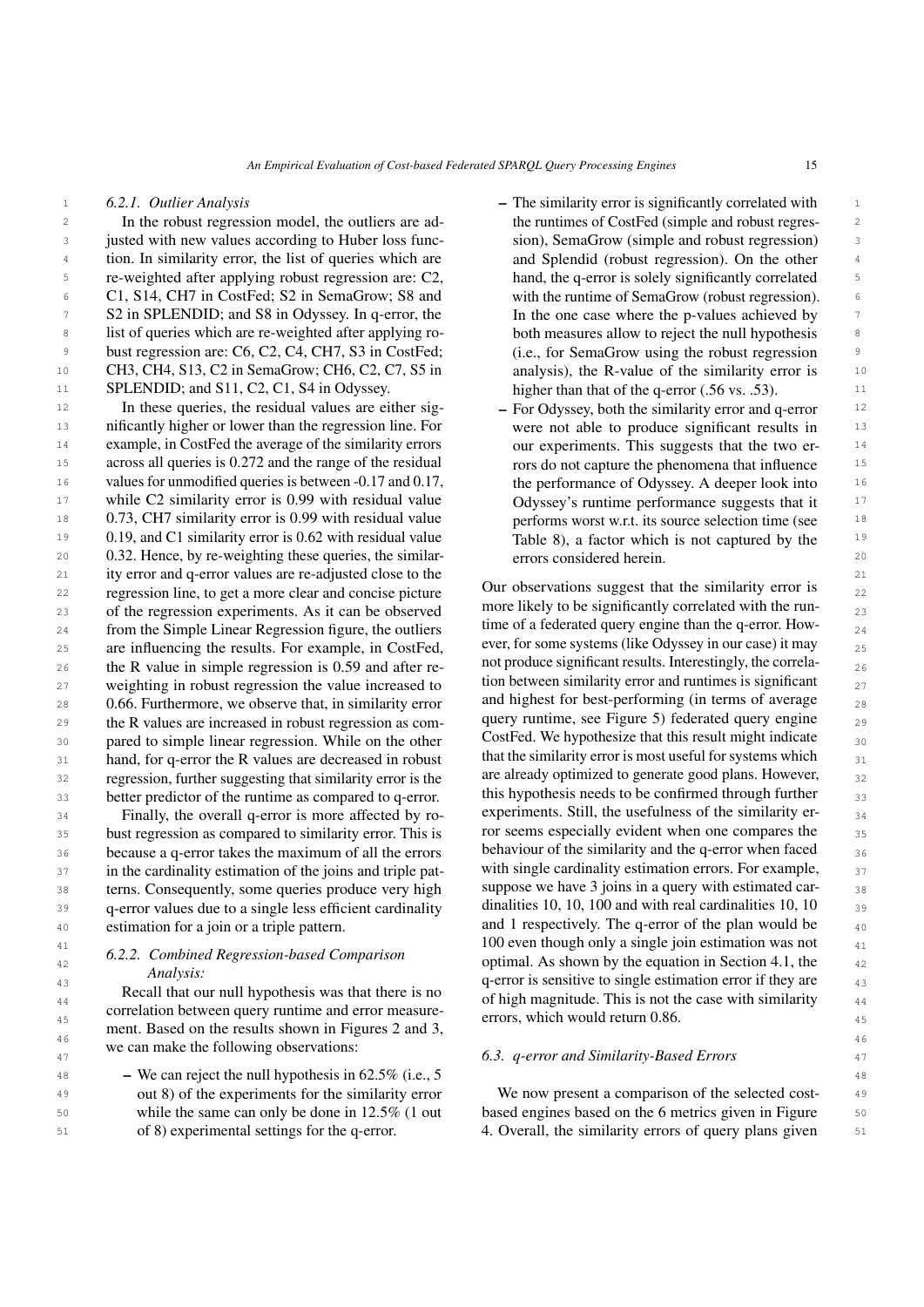#### 6.2.1. Outlier Analysis

In the robust regression model, the outliers are adjusted with new values according to Huber loss function. In similarity error, the list of queries which are re-weighted after applying robust regression are: C2, C1, S14, CH7 in CostFed; S2 in SemaGrow; S8 and S2 in SPLENDID; and S8 in Odyssey. In q-error, the list of queries which are re-weighted after applying robust regression are: C6, C2, C4, CH7, S3 in CostFed; CH3, CH4, S13, C2 in SemaGrow; CH6, C2, C7, S5 in SPLENDID; and S11, C2, C1, S4 in Odyssey.

In these queries, the residual values are either significantly higher or lower than the regression line. For example, in CostFed the average of the similarity errors across all queries is 0.272 and the range of the residual values for unmodified queries is between -0.17 and 0.17, while C2 similarity error is 0.99 with residual value 0.73, CH7 similarity error is 0.99 with residual value 0.19, and C1 similarity error is 0.62 with residual value 0.32. Hence, by re-weighting these queries, the similarity error and q-error values are re-adjusted close to the regression line, to get a more clear and concise picture of the regression experiments. As it can be observed from the Simple Linear Regression figure, the outliers are influencing the results. For example, in CostFed, the R value in simple regression is 0.59 and after re-weighting in robust regression the value increased to 0.66. Furthermore, we observe that, in similarity error the R values are increased in robust regression as compared to simple linear regression. While on the other hand, for q-error the R values are decreased in robust regression, further suggesting that similarity error is the better predictor of the runtime as compared to q-error.

Finally, the overall q-error is more affected by robust regression as compared to similarity error. This is because a q-error takes the maximum of all the errors in the cardinality estimation of the joins and triple patterns. Consequently, some queries produce very high q-error values due to a single less efficient cardinality estimation for a join or a triple pattern.

#### 6.2.2. Combined Regression-based Comparison Analysis:

Recall that our null hypothesis was that there is no correlation between query runtime and error measurement. Based on the results shown in Figures 2 and 3, we can make the following observations:

- We can reject the null hypothesis in 62.5% (i.e., 5 out 8) of the experiments for the similarity error while the same can only be done in 12.5% (1 out of 8) experimental settings for the q-error.
- The similarity error is significantly correlated with the runtimes of CostFed (simple and robust regression), SemaGrow (simple and robust regression) and Splendid (robust regression). On the other hand, the q-error is solely significantly correlated with the runtime of SemaGrow (robust regression). In the one case where the p-values achieved by both measures allow to reject the null hypothesis (i.e., for SemaGrow using the robust regression analysis), the R-value of the similarity error is higher than that of the q-error (.56 vs. .53).
- For Odyssey, both the similarity error and q-error were not able to produce significant results in our experiments. This suggests that the two errors do not capture the phenomena that influence the performance of Odyssey. A deeper look into Odyssey's runtime performance suggests that it performs worst w.r.t. its source selection time (see Table 8), a factor which is not captured by the errors considered herein.

Our observations suggest that the similarity error is more likely to be significantly correlated with the runtime of a federated query engine than the q-error. However, for some systems (like Odyssey in our case) it may not produce significant results. Interestingly, the correlation between similarity error and runtimes is significant and highest for best-performing (in terms of average query runtime, see Figure 5) federated query engine CostFed. We hypothesize that this result might indicate that the similarity error is most useful for systems which are already optimized to generate good plans. However, this hypothesis needs to be confirmed through further experiments. Still, the usefulness of the similarity error seems especially evident when one compares the behaviour of the similarity and the q-error when faced with single cardinality estimation errors. For example, suppose we have 3 joins in a query with estimated cardinalities 10, 10, 100 and with real cardinalities 10, 10 and 1 respectively. The q-error of the plan would be 100 even though only a single join estimation was not optimal. As shown by the equation in Section 4.1, the q-error is sensitive to single estimation error if they are of high magnitude. This is not the case with similarity errors, which would return 0.86.

### 6.3. q-error and Similarity-Based Errors

We now present a comparison of the selected cost-based engines based on the 6 metrics given in Figure 4. Overall, the similarity errors of query plans given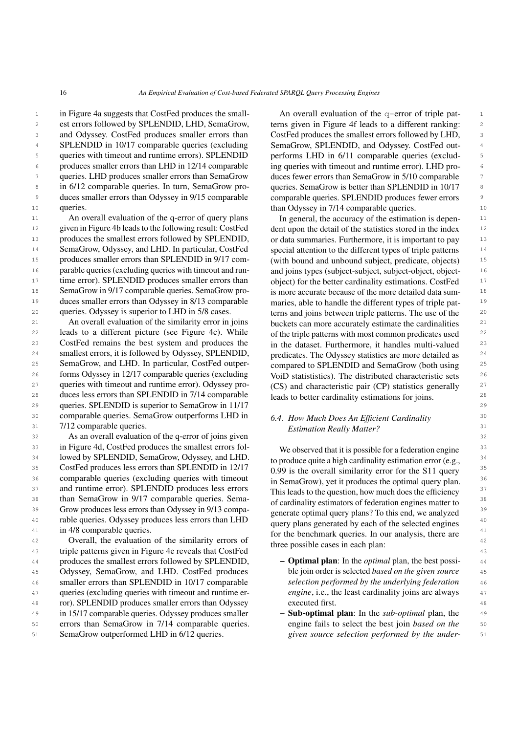in Figure 4a suggests that CostFed produces the smallest errors followed by SPLENDID, LHD, SemaGrow, and Odyssey. CostFed produces smaller errors than SPLENDID in 10/17 comparable queries (excluding queries with timeout and runtime errors). SPLENDID produces smaller errors than LHD in 12/14 comparable queries. LHD produces smaller errors than SemaGrow in 6/12 comparable queries. In turn, SemaGrow produces smaller errors than Odyssey in 9/15 comparable queries.

An overall evaluation of the q-error of query plans given in Figure 4b leads to the following result: CostFed produces the smallest errors followed by SPLENDID, SemaGrow, Odyssey, and LHD. In particular, CostFed produces smaller errors than SPLENDID in 9/17 comparable queries (excluding queries with timeout and runtime error). SPLENDID produces smaller errors than SemaGrow in 9/17 comparable queries. SemaGrow produces smaller errors than Odyssey in 8/13 comparable queries. Odyssey is superior to LHD in 5/8 cases.

An overall evaluation of the similarity error in joins leads to a different picture (see Figure 4c). While CostFed remains the best system and produces the smallest errors, it is followed by Odyssey, SPLENDID, SemaGrow, and LHD. In particular, CostFed outperforms Odyssey in 12/17 comparable queries (excluding queries with timeout and runtime error). Odyssey produces less errors than SPLENDID in 7/14 comparable queries. SPLENDID is superior to SemaGrow in 11/17 comparable queries. SemaGrow outperforms LHD in 7/12 comparable queries.

As an overall evaluation of the q-error of joins given in Figure 4d, CostFed produces the smallest errors followed by SPLENDID, SemaGrow, Odyssey, and LHD. CostFed produces less errors than SPLENDID in 12/17 comparable queries (excluding queries with timeout and runtime error). SPLENDID produces less errors than SemaGrow in 9/17 comparable queries. SemaGrow produces less errors than Odyssey in 9/13 comparable queries. Odyssey produces less errors than LHD in 4/8 comparable queries.

Overall, the evaluation of the similarity errors of triple patterns given in Figure 4e reveals that CostFed produces the smallest errors followed by SPLENDID, Odyssey, SemaGrow, and LHD. CostFed produces smaller errors than SPLENDID in 10/17 comparable queries (excluding queries with timeout and runtime error). SPLENDID produces smaller errors than Odyssey in 15/17 comparable queries. Odyssey produces smaller errors than SemaGrow in 7/14 comparable queries. SemaGrow outperformed LHD in 6/12 queries.

An overall evaluation of the q−error of triple patterns given in Figure 4f leads to a different ranking: CostFed produces the smallest errors followed by LHD, SemaGrow, SPLENDID, and Odyssey. CostFed outperforms LHD in 6/11 comparable queries (excluding queries with timeout and runtime error). LHD produces fewer errors than SemaGrow in 5/10 comparable queries. SemaGrow is better than SPLENDID in 10/17 comparable queries. SPLENDID produces fewer errors than Odyssey in 7/14 comparable queries.

In general, the accuracy of the estimation is dependent upon the detail of the statistics stored in the index or data summaries. Furthermore, it is important to pay special attention to the different types of triple patterns (with bound and unbound subject, predicate, objects) and joins types (subject-subject, subject-object, object-object) for the better cardinality estimations. CostFed is more accurate because of the more detailed data summaries, able to handle the different types of triple patterns and joins between triple patterns. The use of the buckets can more accurately estimate the cardinalities of the triple patterns with most common predicates used in the dataset. Furthermore, it handles multi-valued predicates. The Odyssey statistics are more detailed as compared to SPLENDID and SemaGrow (both using VoiD statististics). The distributed characteristic sets (CS) and characteristic pair (CP) statistics generally leads to better cardinality estimations for joins.

### 6.4. How Much Does An Efficient Cardinality Estimation Really Matter?

We observed that it is possible for a federation engine to produce quite a high cardinality estimation error (e.g., 0.99 is the overall similarity error for the S11 query in SemaGrow), yet it produces the optimal query plan. This leads to the question, how much does the efficiency of cardinality estimators of federation engines matter to generate optimal query plans? To this end, we analyzed query plans generated by each of the selected engines for the benchmark queries. In our analysis, there are three possible cases in each plan:

- **Optimal plan**: In the *optimal* plan, the best possible join order is selected *based on the given source selection performed by the underlying federation engine*, i.e., the least cardinality joins are always executed first.
- **Sub-optimal plan**: In the *sub-optimal* plan, the engine fails to select the best join *based on the given source selection performed by the under-*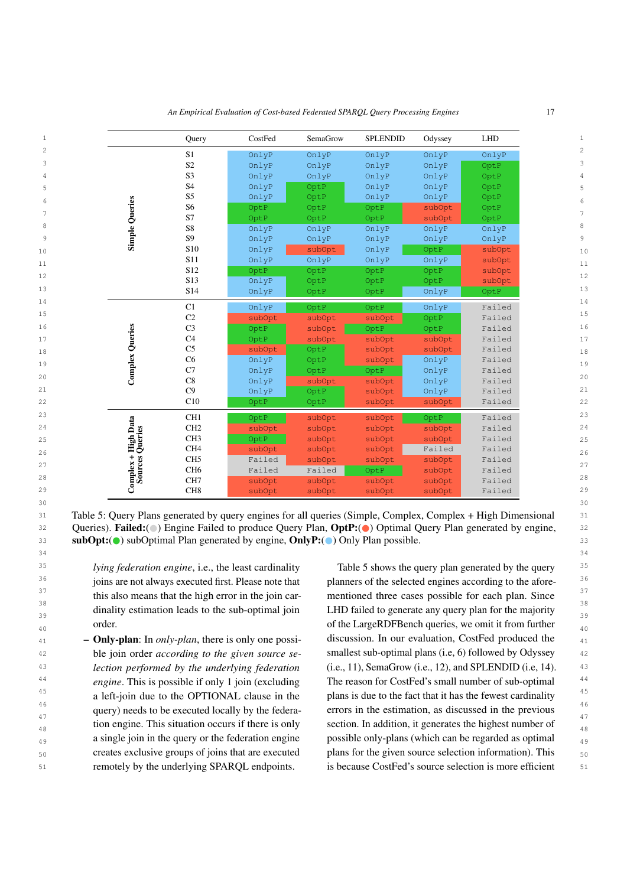| | Query | CostFed | SemaGrow | SPLENDID | Odyssey | LHD |
|---|---|---|---|---|---|---|
| Simple Queries | S1 | OnlyP | OnlyP | OnlyP | OnlyP | OnlyP |
| | S2 | OnlyP | OnlyP | OnlyP | OnlyP | OptP |
| | S3 | OnlyP | OnlyP | OnlyP | OnlyP | OptP |
| | S4 | OnlyP | OptP | OnlyP | OnlyP | OptP |
| | S5 | OnlyP | OptP | OnlyP | OnlyP | OptP |
| | S6 | OptP | OptP | OptP | subOpt | OptP |
| | S7 | OptP | OptP | OptP | subOpt | OptP |
| | S8 | OnlyP | OnlyP | OnlyP | OnlyP | OnlyP |
| | S9 | OnlyP | OnlyP | OnlyP | OnlyP | OnlyP |
| | S10 | OnlyP | subOpt | OnlyP | OptP | subOpt |
| | S11 | OnlyP | OnlyP | OnlyP | OnlyP | subOpt |
| | S12 | OptP | OptP | OptP | OptP | subOpt |
| | S13 | OnlyP | OptP | OptP | OptP | subOpt |
| | S14 | OnlyP | OptP | OptP | OnlyP | OptP |
| Complex Queries | C1 | OnlyP | OptP | OptP | OnlyP | Failed |
| | C2 | subOpt | subOpt | subOpt | OptP | Failed |
| | C3 | OptP | subOpt | OptP | OptP | Failed |
| | C4 | OptP | subOpt | subOpt | subOpt | Failed |
| | C5 | subOpt | OptP | subOpt | subOpt | Failed |
| | C6 | OnlyP | OptP | subOpt | OnlyP | Failed |
| | C7 | OnlyP | OptP | OptP | OnlyP | Failed |
| | C8 | OnlyP | subOpt | subOpt | OnlyP | Failed |
| | C9 | OnlyP | OptP | subOpt | OnlyP | Failed |
| | C10 | OptP | OptP | subOpt | subOpt | Failed |
| Complex + High Data Sources Queries | CH1 | OptP | subOpt | subOpt | OptP | Failed |
| | CH2 | subOpt | subOpt | subOpt | subOpt | Failed |
| | CH3 | OptP | subOpt | subOpt | subOpt | Failed |
| | CH4 | subOpt | subOpt | subOpt | Failed | Failed |
| | CH5 | Failed | subOpt | subOpt | subOpt | Failed |
| | CH6 | Failed | Failed | OptP | subOpt | Failed |
| | CH7 | subOpt | subOpt | subOpt | subOpt | Failed |
| | CH8 | subOpt | subOpt | subOpt | subOpt | Failed |

Table 5: Query Plans generated by query engines for all queries (Simple, Complex, Complex + High Dimensional Queries). **Failed:**(●) Engine Failed to produce Query Plan, **OptP:**(●) Optimal Query Plan generated by engine, **subOpt:**(●) subOptimal Plan generated by engine, **OnlyP:**(●) Only Plan possible.

*lying federation engine*, i.e., the least cardinality joins are not always executed first. Please note that this also means that the high error in the join cardinality estimation leads to the sub-optimal join order.

– **Only-plan**: In *only-plan*, there is only one possible join order *according to the given source selection performed by the underlying federation engine*. This is possible if only 1 join (excluding a left-join due to the OPTIONAL clause in the query) needs to be executed locally by the federation engine. This situation occurs if there is only a single join in the query or the federation engine creates exclusive groups of joins that are executed remotely by the underlying SPARQL endpoints.

Table 5 shows the query plan generated by the query planners of the selected engines according to the aforementioned three cases possible for each plan. Since LHD failed to generate any query plan for the majority of the LargeRDFBench queries, we omit it from further discussion. In our evaluation, CostFed produced the smallest sub-optimal plans (i.e, 6) followed by Odyssey (i.e., 11), SemaGrow (i.e., 12), and SPLENDID (i.e, 14). The reason for CostFed's small number of sub-optimal plans is due to the fact that it has the fewest cardinality errors in the estimation, as discussed in the previous section. In addition, it generates the highest number of possible only-plans (which can be regarded as optimal plans for the given source selection information). This is because CostFed's source selection is more efficient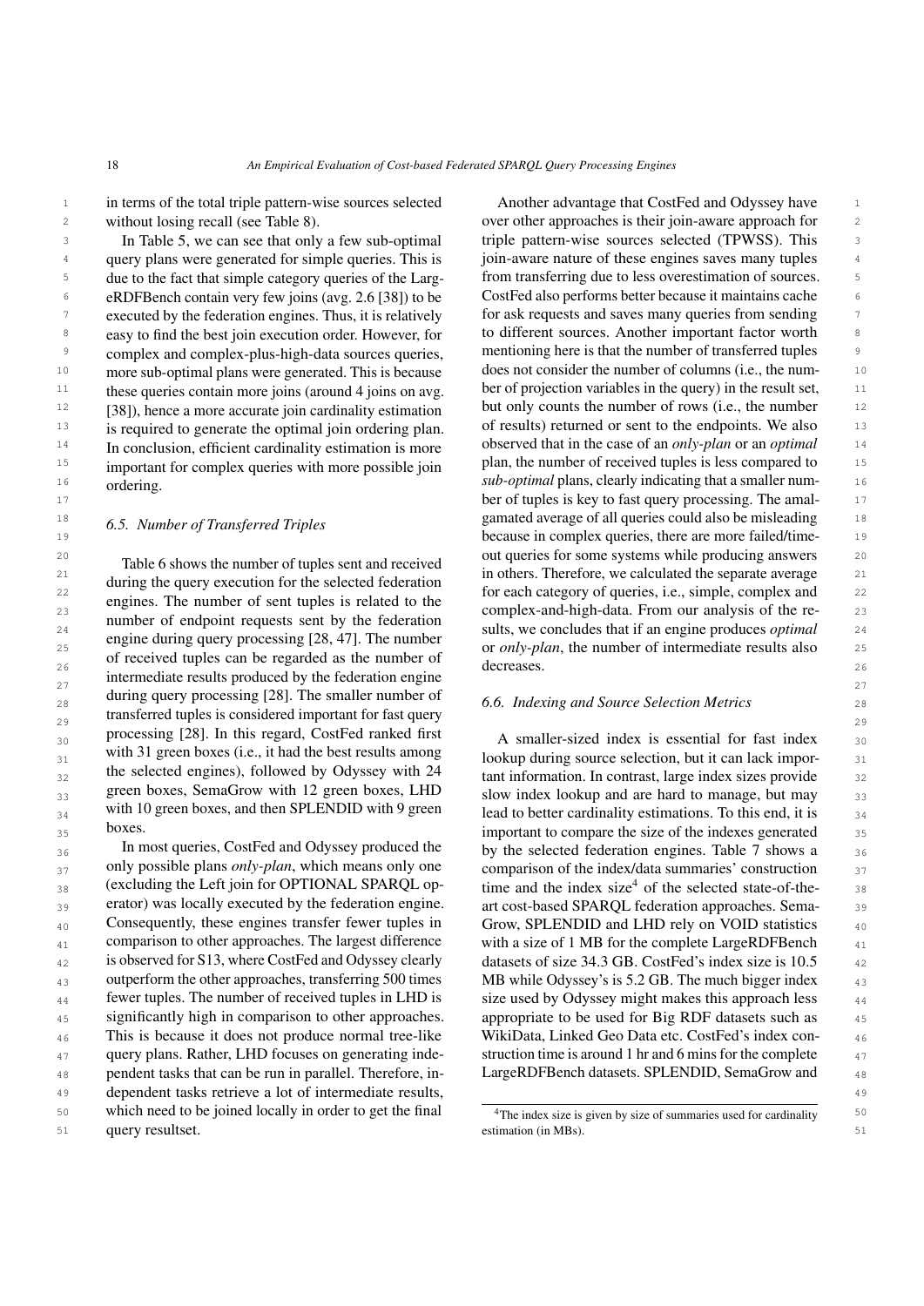in terms of the total triple pattern-wise sources selected without losing recall (see Table 8).

In Table 5, we can see that only a few sub-optimal query plans were generated for simple queries. This is due to the fact that simple category queries of the LargeRDFBench contain very few joins (avg. 2.6 [38]) to be executed by the federation engines. Thus, it is relatively easy to find the best join execution order. However, for complex and complex-plus-high-data sources queries, more sub-optimal plans were generated. This is because these queries contain more joins (around 4 joins on avg. [38]), hence a more accurate join cardinality estimation is required to generate the optimal join ordering plan. In conclusion, efficient cardinality estimation is more important for complex queries with more possible join ordering.

### 6.5. Number of Transferred Triples

Table 6 shows the number of tuples sent and received during the query execution for the selected federation engines. The number of sent tuples is related to the number of endpoint requests sent by the federation engine during query processing [28, 47]. The number of received tuples can be regarded as the number of intermediate results produced by the federation engine during query processing [28]. The smaller number of transferred tuples is considered important for fast query processing [28]. In this regard, CostFed ranked first with 31 green boxes (i.e., it had the best results among the selected engines), followed by Odyssey with 24 green boxes, SemaGrow with 12 green boxes, LHD with 10 green boxes, and then SPLENDID with 9 green boxes.

In most queries, CostFed and Odyssey produced the only possible plans *only-plan*, which means only one (excluding the Left join for OPTIONAL SPARQL operator) was locally executed by the federation engine. Consequently, these engines transfer fewer tuples in comparison to other approaches. The largest difference is observed for S13, where CostFed and Odyssey clearly outperform the other approaches, transferring 500 times fewer tuples. The number of received tuples in LHD is significantly high in comparison to other approaches. This is because it does not produce normal tree-like query plans. Rather, LHD focuses on generating independent tasks that can be run in parallel. Therefore, independent tasks retrieve a lot of intermediate results, which need to be joined locally in order to get the final query resultset.

Another advantage that CostFed and Odyssey have over other approaches is their join-aware approach for triple pattern-wise sources selected (TPWSS). This join-aware nature of these engines saves many tuples from transferring due to less overestimation of sources. CostFed also performs better because it maintains cache for ask requests and saves many queries from sending to different sources. Another important factor worth mentioning here is that the number of transferred tuples does not consider the number of columns (i.e., the number of projection variables in the query) in the result set, but only counts the number of rows (i.e., the number of results) returned or sent to the endpoints. We also observed that in the case of an *only-plan* or an *optimal* plan, the number of received tuples is less compared to *sub-optimal* plans, clearly indicating that a smaller number of tuples is key to fast query processing. The amalgamated average of all queries could also be misleading because in complex queries, there are more failed/timeout queries for some systems while producing answers in others. Therefore, we calculated the separate average for each category of queries, i.e., simple, complex and complex-and-high-data. From our analysis of the results, we concludes that if an engine produces *optimal* or *only-plan*, the number of intermediate results also decreases.

### 6.6. Indexing and Source Selection Metrics

A smaller-sized index is essential for fast index lookup during source selection, but it can lack important information. In contrast, large index sizes provide slow index lookup and are hard to manage, but may lead to better cardinality estimations. To this end, it is important to compare the size of the indexes generated by the selected federation engines. Table 7 shows a comparison of the index/data summaries' construction time and the index size[4] of the selected state-of-the-art cost-based SPARQL federation approaches. SemaGrow, SPLENDID and LHD rely on VOID statistics with a size of 1 MB for the complete LargeRDFBench datasets of size 34.3 GB. CostFed's index size is 10.5 MB while Odyssey's is 5.2 GB. The much bigger index size used by Odyssey might makes this approach less appropriate to be used for Big RDF datasets such as WikiData, Linked Geo Data etc. CostFed's index construction time is around 1 hr and 6 mins for the complete LargeRDFBench datasets. SPLENDID, SemaGrow and

[4]The index size is given by size of summaries used for cardinality estimation (in MBs).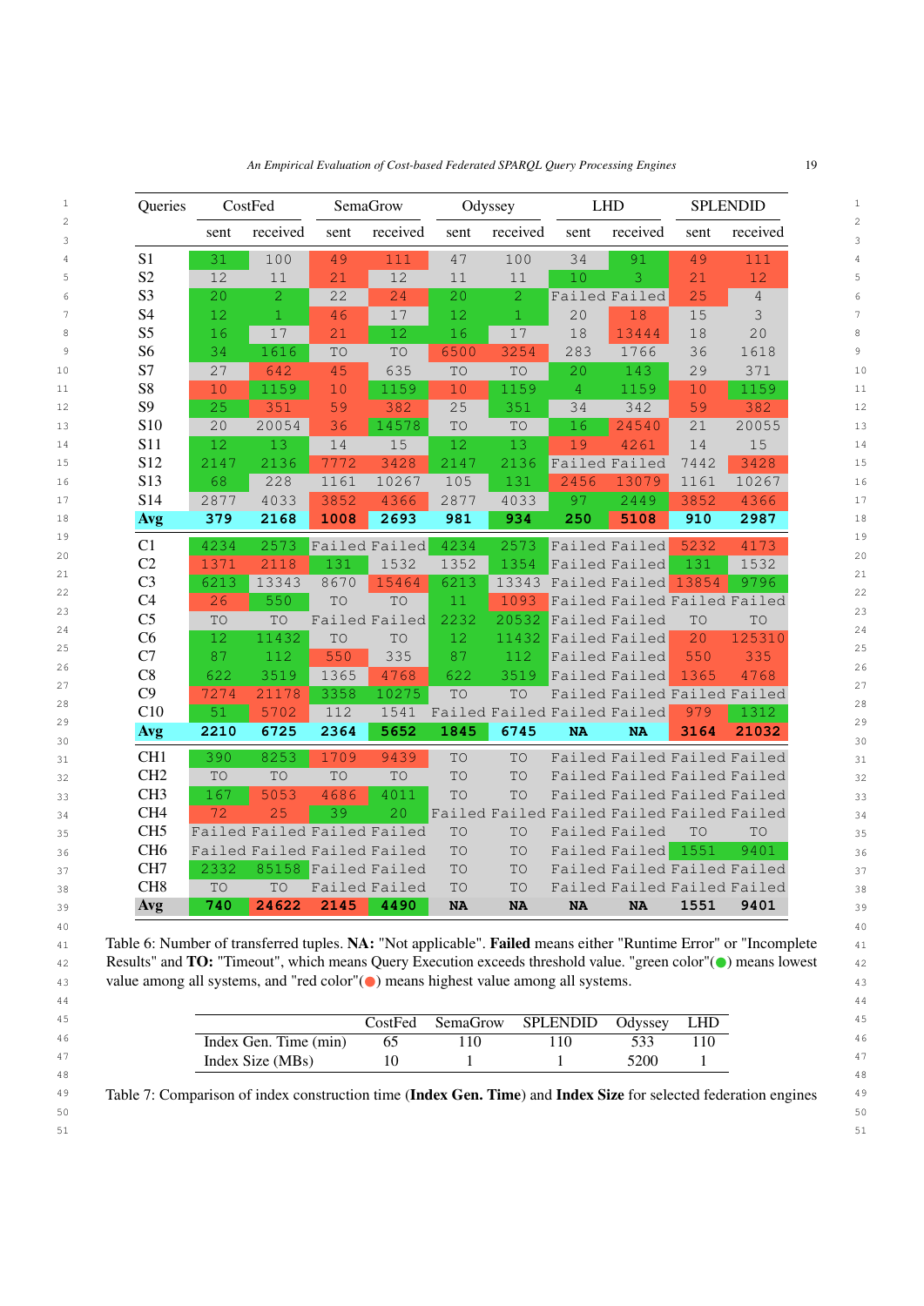| Queries | CostFed | | SemaGrow | | Odyssey | | LHD | | SPLENDID | |
|---|---|---|---|---|---|---|---|---|---|---|
| | sent | received | sent | received | sent | received | sent | received | sent | received |
| S1 | 31 | 100 | 49 | 111 | 47 | 100 | 34 | 91 | 49 | 111 |
| S2 | 12 | 11 | 21 | 12 | 11 | 11 | 10 | 3 | 21 | 12 |
| S3 | 20 | 2 | 22 | 24 | 20 | 2 | Failed | Failed | 25 | 4 |
| S4 | 12 | 1 | 46 | 17 | 12 | 1 | 20 | 18 | 15 | 3 |
| S5 | 16 | 17 | 21 | 12 | 16 | 17 | 18 | 13444 | 18 | 20 |
| S6 | 34 | 1616 | TO | TO | 6500 | 3254 | 283 | 1766 | 36 | 1618 |
| S7 | 27 | 642 | 45 | 635 | TO | TO | 20 | 143 | 29 | 371 |
| S8 | 10 | 1159 | 10 | 1159 | 10 | 1159 | 4 | 1159 | 10 | 1159 |
| S9 | 25 | 351 | 59 | 382 | 25 | 351 | 34 | 342 | 59 | 382 |
| S10 | 20 | 20054 | 36 | 14578 | TO | TO | 16 | 24540 | 21 | 20055 |
| S11 | 12 | 13 | 14 | 15 | 12 | 13 | 19 | 4261 | 14 | 15 |
| S12 | 2147 | 2136 | 7772 | 3428 | 2147 | 2136 | Failed | Failed | 7442 | 3428 |
| S13 | 68 | 228 | 1161 | 10267 | 105 | 131 | 2456 | 13079 | 1161 | 10267 |
| S14 | 2877 | 4033 | 3852 | 4366 | 2877 | 4033 | 97 | 2449 | 3852 | 4366 |
| **Avg** | **379** | **2168** | **1008** | **2693** | **981** | **934** | **250** | **5108** | **910** | **2987** |
| C1 | 4234 | 2573 | Failed | Failed | 4234 | 2573 | Failed | Failed | 5232 | 4173 |
| C2 | 1371 | 2118 | 131 | 1532 | 1352 | 1354 | Failed | Failed | 131 | 1532 |
| C3 | 6213 | 13343 | 8670 | 15464 | 6213 | 13343 | Failed | Failed | 13854 | 9796 |
| C4 | 26 | 550 | TO | TO | 11 | 1093 | Failed | Failed | Failed | Failed |
| C5 | TO | TO | Failed | Failed | 2232 | 20532 | Failed | Failed | TO | TO |
| C6 | 12 | 11432 | TO | TO | 12 | 11432 | Failed | Failed | 20 | 125310 |
| C7 | 87 | 112 | 550 | 335 | 87 | 112 | Failed | Failed | 550 | 335 |
| C8 | 622 | 3519 | 1365 | 4768 | 622 | 3519 | Failed | Failed | 1365 | 4768 |
| C9 | 7274 | 21178 | 3358 | 10275 | TO | TO | Failed | Failed | Failed | Failed |
| C10 | 51 | 5702 | 112 | 1541 | Failed | Failed | Failed | Failed | 979 | 1312 |
| **Avg** | **2210** | **6725** | **2364** | **5652** | **1845** | **6745** | **NA** | **NA** | **3164** | **21032** |
| CH1 | 390 | 8253 | 1709 | 9439 | TO | TO | Failed | Failed | Failed | Failed |
| CH2 | TO | TO | TO | TO | TO | TO | Failed | Failed | Failed | Failed |
| CH3 | 167 | 5053 | 4686 | 4011 | TO | TO | Failed | Failed | Failed | Failed |
| CH4 | 72 | 25 | 39 | 20 | Failed | Failed | Failed | Failed | Failed | Failed |
| CH5 | Failed | Failed | Failed | Failed | TO | TO | Failed | Failed | TO | TO |
| CH6 | Failed | Failed | Failed | Failed | TO | TO | Failed | Failed | 1551 | 9401 |
| CH7 | 2332 | 85158 | Failed | Failed | TO | TO | Failed | Failed | Failed | Failed |
| CH8 | TO | TO | Failed | Failed | TO | TO | Failed | Failed | Failed | Failed |
| **Avg** | **740** | **24622** | **2145** | **4490** | **NA** | **NA** | **NA** | **NA** | **1551** | **9401** |

Table 6: Number of transferred tuples. **NA:** "Not applicable". **Failed** means either "Runtime Error" or "Incomplete Results" and **TO:** "Timeout", which means Query Execution exceeds threshold value. "green color"(●) means lowest value among all systems, and "red color"(●) means highest value among all systems.

| | CostFed | SemaGrow | SPLENDID | Odyssey | LHD |
|---|---|---|---|---|---|
| Index Gen. Time (min) | 65 | 110 | 110 | 533 | 110 |
| Index Size (MBs) | 10 | 1 | 1 | 5200 | 1 |

Table 7: Comparison of index construction time (**Index Gen. Time**) and **Index Size** for selected federation engines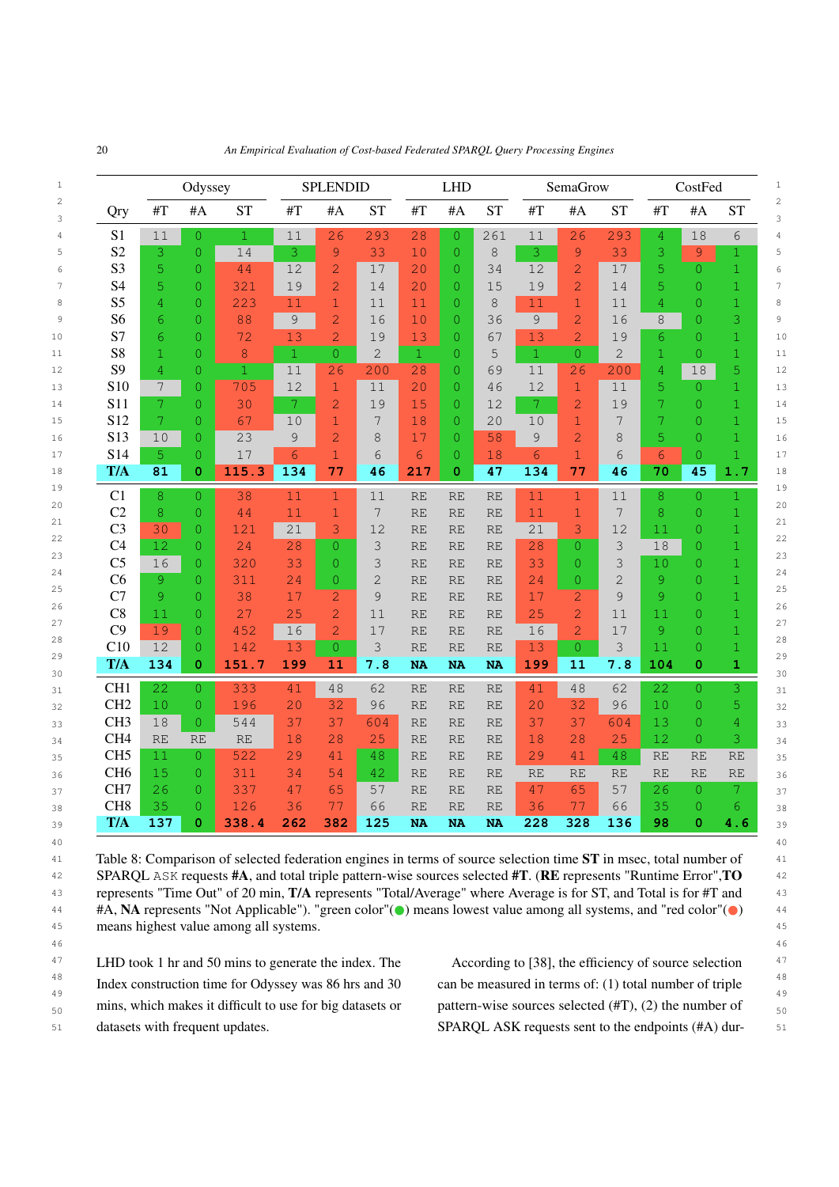| Qry | Odyssey | | | SPLENDID | | | LHD | | | SemaGrow | | | CostFed | | |
|---|---|---|---|---|---|---|---|---|---|---|---|---|---|---|---|
| | #T | #A | ST | #T | #A | ST | #T | #A | ST | #T | #A | ST | #T | #A | ST |
| S1 | 11 | 0 | 1 | 11 | 26 | 293 | 28 | 0 | 261 | 11 | 26 | 293 | 4 | 18 | 6 |
| S2 | 3 | 0 | 14 | 3 | 9 | 33 | 10 | 0 | 8 | 3 | 9 | 33 | 3 | 9 | 1 |
| S3 | 5 | 0 | 44 | 12 | 2 | 17 | 20 | 0 | 34 | 12 | 2 | 17 | 5 | 0 | 1 |
| S4 | 5 | 0 | 321 | 19 | 2 | 14 | 20 | 0 | 15 | 19 | 2 | 14 | 5 | 0 | 1 |
| S5 | 4 | 0 | 223 | 11 | 1 | 11 | 11 | 0 | 8 | 11 | 1 | 11 | 4 | 0 | 1 |
| S6 | 6 | 0 | 88 | 9 | 2 | 16 | 10 | 0 | 36 | 9 | 2 | 16 | 8 | 0 | 3 |
| S7 | 6 | 0 | 72 | 13 | 2 | 19 | 13 | 0 | 67 | 13 | 2 | 19 | 6 | 0 | 1 |
| S8 | 1 | 0 | 8 | 1 | 0 | 2 | 1 | 0 | 5 | 1 | 0 | 2 | 1 | 0 | 1 |
| S9 | 4 | 0 | 1 | 11 | 26 | 200 | 28 | 0 | 69 | 11 | 26 | 200 | 4 | 18 | 5 |
| S10 | 7 | 0 | 705 | 12 | 1 | 11 | 20 | 0 | 46 | 12 | 1 | 11 | 5 | 0 | 1 |
| S11 | 7 | 0 | 30 | 7 | 2 | 19 | 15 | 0 | 12 | 7 | 2 | 19 | 7 | 0 | 1 |
| S12 | 7 | 0 | 67 | 10 | 1 | 7 | 18 | 0 | 20 | 10 | 1 | 7 | 7 | 0 | 1 |
| S13 | 10 | 0 | 23 | 9 | 2 | 8 | 17 | 0 | 58 | 9 | 2 | 8 | 5 | 0 | 1 |
| S14 | 5 | 0 | 17 | 6 | 1 | 6 | 6 | 0 | 18 | 6 | 1 | 6 | 6 | 0 | 1 |
| **T/A** | **81** | **0** | **115.3** | **134** | **77** | **46** | **217** | **0** | **47** | **134** | **77** | **46** | **70** | **45** | **1.7** |
| C1 | 8 | 0 | 38 | 11 | 1 | 11 | RE | RE | RE | 11 | 1 | 11 | 8 | 0 | 1 |
| C2 | 8 | 0 | 44 | 11 | 1 | 7 | RE | RE | RE | 11 | 1 | 7 | 8 | 0 | 1 |
| C3 | 30 | 0 | 121 | 21 | 3 | 12 | RE | RE | RE | 21 | 3 | 12 | 11 | 0 | 1 |
| C4 | 12 | 0 | 24 | 28 | 0 | 3 | RE | RE | RE | 28 | 0 | 3 | 18 | 0 | 1 |
| C5 | 16 | 0 | 320 | 33 | 0 | 3 | RE | RE | RE | 33 | 0 | 3 | 10 | 0 | 1 |
| C6 | 9 | 0 | 311 | 24 | 0 | 2 | RE | RE | RE | 24 | 0 | 2 | 9 | 0 | 1 |
| C7 | 9 | 0 | 38 | 17 | 2 | 9 | RE | RE | RE | 17 | 2 | 9 | 9 | 0 | 1 |
| C8 | 11 | 0 | 27 | 25 | 2 | 11 | RE | RE | RE | 25 | 2 | 11 | 11 | 0 | 1 |
| C9 | 19 | 0 | 452 | 16 | 2 | 17 | RE | RE | RE | 16 | 2 | 17 | 9 | 0 | 1 |
| C10 | 12 | 0 | 142 | 13 | 0 | 3 | RE | RE | RE | 13 | 0 | 3 | 11 | 0 | 1 |
| **T/A** | **134** | **0** | **151.7** | **199** | **11** | **7.8** | **NA** | **NA** | **NA** | **199** | **11** | **7.8** | **104** | **0** | **1** |
| CH1 | 22 | 0 | 333 | 41 | 48 | 62 | RE | RE | RE | 41 | 48 | 62 | 22 | 0 | 3 |
| CH2 | 10 | 0 | 196 | 20 | 32 | 96 | RE | RE | RE | 20 | 32 | 96 | 10 | 0 | 5 |
| CH3 | 18 | 0 | 544 | 37 | 37 | 604 | RE | RE | RE | 37 | 37 | 604 | 13 | 0 | 4 |
| CH4 | RE | RE | RE | 18 | 28 | 25 | RE | RE | RE | 18 | 28 | 25 | 12 | 0 | 3 |
| CH5 | 11 | 0 | 522 | 29 | 41 | 48 | RE | RE | RE | 29 | 41 | 48 | RE | RE | RE |
| CH6 | 15 | 0 | 311 | 34 | 54 | 42 | RE | RE | RE | RE | RE | RE | RE | RE | RE |
| CH7 | 26 | 0 | 337 | 47 | 65 | 57 | RE | RE | RE | 47 | 65 | 57 | 26 | 0 | 7 |
| CH8 | 35 | 0 | 126 | 36 | 77 | 66 | RE | RE | RE | 36 | 77 | 66 | 35 | 0 | 6 |
| **T/A** | **137** | **0** | **338.4** | **262** | **382** | **125** | **NA** | **NA** | **NA** | **228** | **328** | **136** | **98** | **0** | **4.6** |

Table 8: Comparison of selected federation engines in terms of source selection time **ST** in msec, total number of SPARQL ASK requests **#A**, and total triple pattern-wise sources selected **#T**. (**RE** represents "Runtime Error",**TO** represents "Time Out" of 20 min, **T/A** represents "Total/Average" where Average is for ST, and Total is for #T and #A, **NA** represents "Not Applicable"). "green color"(●) means lowest value among all systems, and "red color"(●) means highest value among all systems.

LHD took 1 hr and 50 mins to generate the index. The Index construction time for Odyssey was 86 hrs and 30 mins, which makes it difficult to use for big datasets or datasets with frequent updates.

According to [38], the efficiency of source selection can be measured in terms of: (1) total number of triple pattern-wise sources selected (#T), (2) the number of SPARQL ASK requests sent to the endpoints (#A) dur-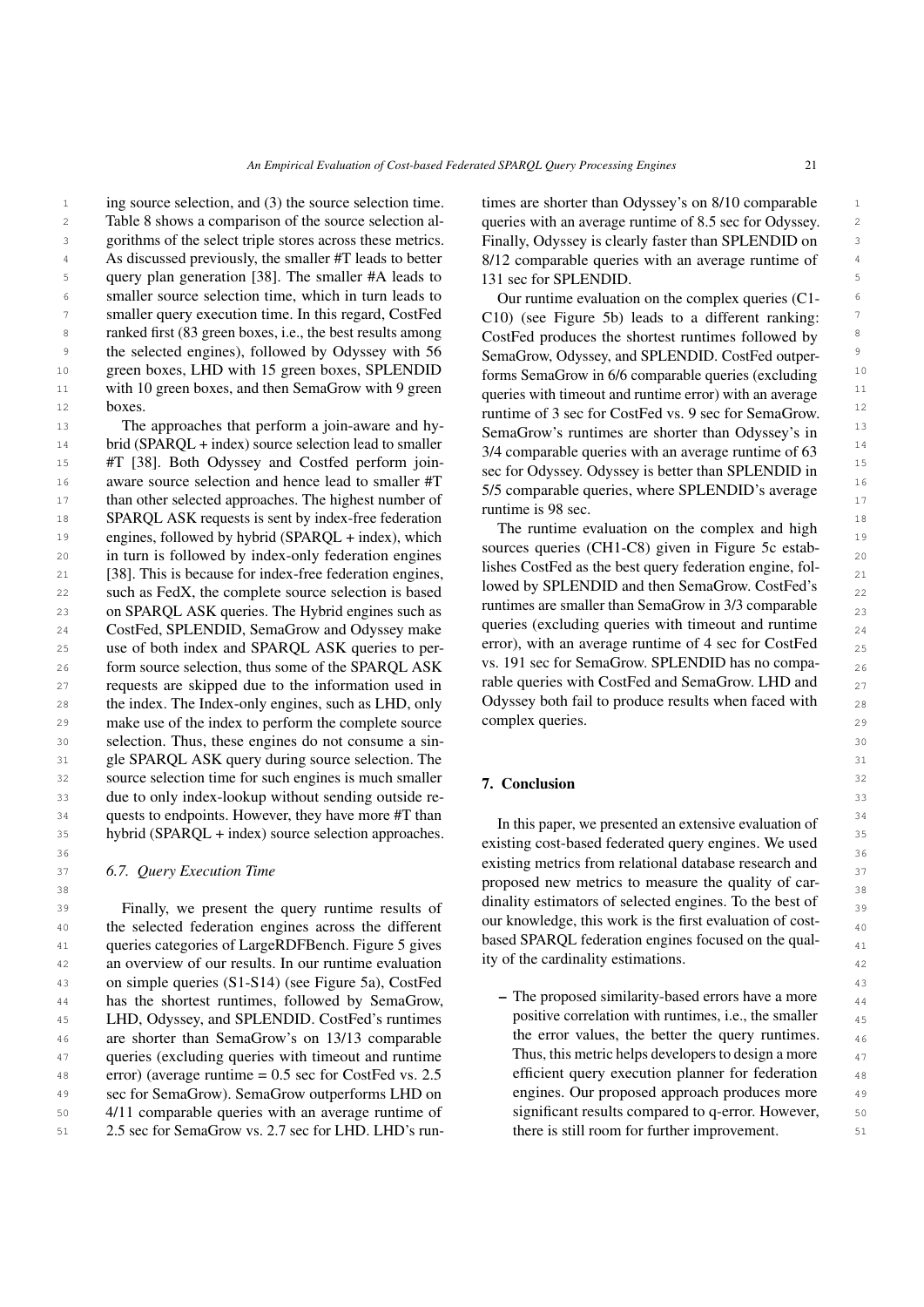ing source selection, and (3) the source selection time. Table 8 shows a comparison of the source selection algorithms of the select triple stores across these metrics. As discussed previously, the smaller #T leads to better query plan generation [38]. The smaller #A leads to smaller source selection time, which in turn leads to smaller query execution time. In this regard, CostFed ranked first (83 green boxes, i.e., the best results among the selected engines), followed by Odyssey with 56 green boxes, LHD with 15 green boxes, SPLENDID with 10 green boxes, and then SemaGrow with 9 green boxes.

The approaches that perform a join-aware and hybrid (SPARQL + index) source selection lead to smaller #T [38]. Both Odyssey and Costfed perform join-aware source selection and hence lead to smaller #T than other selected approaches. The highest number of SPARQL ASK requests is sent by index-free federation engines, followed by hybrid (SPARQL + index), which in turn is followed by index-only federation engines [38]. This is because for index-free federation engines, such as FedX, the complete source selection is based on SPARQL ASK queries. The Hybrid engines such as CostFed, SPLENDID, SemaGrow and Odyssey make use of both index and SPARQL ASK queries to perform source selection, thus some of the SPARQL ASK requests are skipped due to the information used in the index. The Index-only engines, such as LHD, only make use of the index to perform the complete source selection. Thus, these engines do not consume a single SPARQL ASK query during source selection. The source selection time for such engines is much smaller due to only index-lookup without sending outside requests to endpoints. However, they have more #T than hybrid (SPARQL + index) source selection approaches.

### 6.7. Query Execution Time

Finally, we present the query runtime results of the selected federation engines across the different queries categories of LargeRDFBench. Figure 5 gives an overview of our results. In our runtime evaluation on simple queries (S1-S14) (see Figure 5a), CostFed has the shortest runtimes, followed by SemaGrow, LHD, Odyssey, and SPLENDID. CostFed's runtimes are shorter than SemaGrow's on 13/13 comparable queries (excluding queries with timeout and runtime error) (average runtime = 0.5 sec for CostFed vs. 2.5 sec for SemaGrow). SemaGrow outperforms LHD on 4/11 comparable queries with an average runtime of 2.5 sec for SemaGrow vs. 2.7 sec for LHD. LHD's runtimes are shorter than Odyssey's on 8/10 comparable queries with an average runtime of 8.5 sec for Odyssey. Finally, Odyssey is clearly faster than SPLENDID on 8/12 comparable queries with an average runtime of 131 sec for SPLENDID.

Our runtime evaluation on the complex queries (C1-C10) (see Figure 5b) leads to a different ranking: CostFed produces the shortest runtimes followed by SemaGrow, Odyssey, and SPLENDID. CostFed outperforms SemaGrow in 6/6 comparable queries (excluding queries with timeout and runtime error) with an average runtime of 3 sec for CostFed vs. 9 sec for SemaGrow. SemaGrow's runtimes are shorter than Odyssey's in 3/4 comparable queries with an average runtime of 63 sec for Odyssey. Odyssey is better than SPLENDID in 5/5 comparable queries, where SPLENDID's average runtime is 98 sec.

The runtime evaluation on the complex and high sources queries (CH1-C8) given in Figure 5c establishes CostFed as the best query federation engine, followed by SPLENDID and then SemaGrow. CostFed's runtimes are smaller than SemaGrow in 3/3 comparable queries (excluding queries with timeout and runtime error), with an average runtime of 4 sec for CostFed vs. 191 sec for SemaGrow. SPLENDID has no comparable queries with CostFed and SemaGrow. LHD and Odyssey both fail to produce results when faced with complex queries.

## 7. Conclusion

In this paper, we presented an extensive evaluation of existing cost-based federated query engines. We used existing metrics from relational database research and proposed new metrics to measure the quality of cardinality estimators of selected engines. To the best of our knowledge, this work is the first evaluation of cost-based SPARQL federation engines focused on the quality of the cardinality estimations.

- The proposed similarity-based errors have a more positive correlation with runtimes, i.e., the smaller the error values, the better the query runtimes. Thus, this metric helps developers to design a more efficient query execution planner for federation engines. Our proposed approach produces more significant results compared to q-error. However, there is still room for further improvement.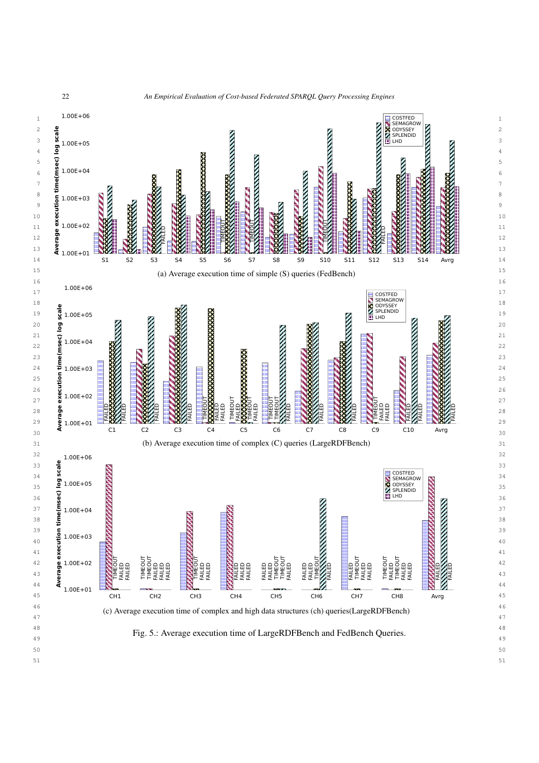(a) Average execution time of simple (S) queries (FedBench)

(b) Average execution time of complex (C) queries (LargeRDFBench)

(c) Average execution time of complex and high data structures (ch) queries(LargeRDFBench)

Fig. 5.: Average execution time of LargeRDFBench and FedBench Queries.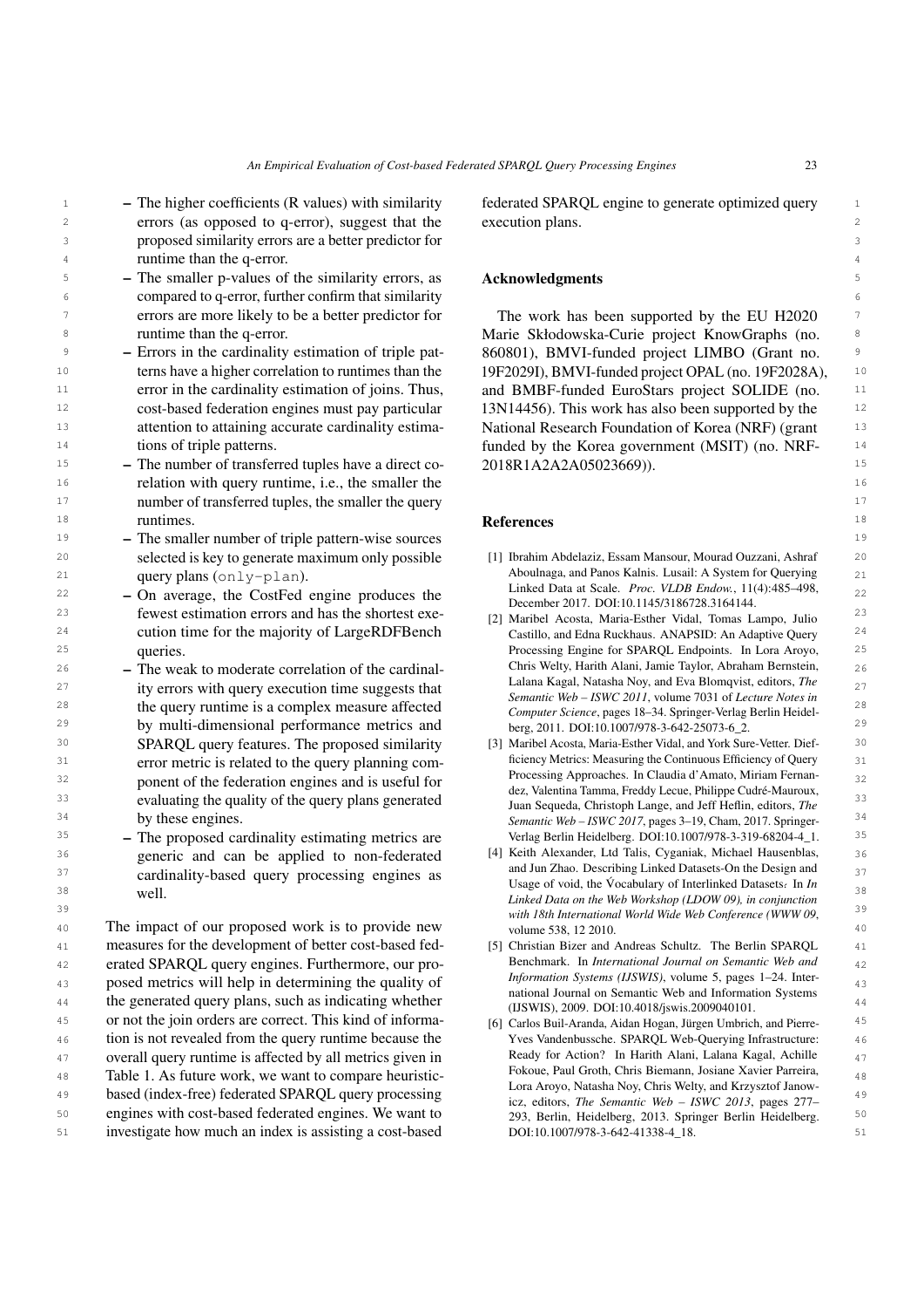- The higher coefficients (R values) with similarity errors (as opposed to q-error), suggest that the proposed similarity errors are a better predictor for runtime than the q-error.
- The smaller p-values of the similarity errors, as compared to q-error, further confirm that similarity errors are more likely to be a better predictor for runtime than the q-error.
- Errors in the cardinality estimation of triple patterns have a higher correlation to runtimes than the error in the cardinality estimation of joins. Thus, cost-based federation engines must pay particular attention to attaining accurate cardinality estimations of triple patterns.
- The number of transferred tuples have a direct correlation with query runtime, i.e., the smaller the number of transferred tuples, the smaller the query runtimes.
- The smaller number of triple pattern-wise sources selected is key to generate maximum only possible query plans (`only-plan`).
- On average, the CostFed engine produces the fewest estimation errors and has the shortest execution time for the majority of LargeRDFBench queries.
- The weak to moderate correlation of the cardinality errors with query execution time suggests that the query runtime is a complex measure affected by multi-dimensional performance metrics and SPARQL query features. The proposed similarity error metric is related to the query planning component of the federation engines and is useful for evaluating the quality of the query plans generated by these engines.
- The proposed cardinality estimating metrics are generic and can be applied to non-federated cardinality-based query processing engines as well.

The impact of our proposed work is to provide new measures for the development of better cost-based federated SPARQL query engines. Furthermore, our proposed metrics will help in determining the quality of the generated query plans, such as indicating whether or not the join orders are correct. This kind of information is not revealed from the query runtime because the overall query runtime is affected by all metrics given in Table 1. As future work, we want to compare heuristic-based (index-free) federated SPARQL query processing engines with cost-based federated engines. We want to investigate how much an index is assisting a cost-based federated SPARQL engine to generate optimized query execution plans.

## Acknowledgments

The work has been supported by the EU H2020 Marie Skłodowska-Curie project KnowGraphs (no. 860801), BMVI-funded project LIMBO (Grant no. 19F2029I), BMVI-funded project OPAL (no. 19F2028A), and BMBF-funded EuroStars project SOLIDE (no. 13N14456). This work has also been supported by the National Research Foundation of Korea (NRF) (grant funded by the Korea government (MSIT) (no. NRF-2018R1A2A2A05023669)).

## References

[1] Ibrahim Abdelaziz, Essam Mansour, Mourad Ouzzani, Ashraf Aboulnaga, and Panos Kalnis. Lusail: A System for Querying Linked Data at Scale. *Proc. VLDB Endow.*, 11(4):485–498, December 2017. DOI:10.1145/3186728.3164144.

[2] Maribel Acosta, Maria-Esther Vidal, Tomas Lampo, Julio Castillo, and Edna Ruckhaus. ANAPSID: An Adaptive Query Processing Engine for SPARQL Endpoints. In Lora Aroyo, Chris Welty, Harith Alani, Jamie Taylor, Abraham Bernstein, Lalana Kagal, Natasha Noy, and Eva Blomqvist, editors, *The Semantic Web – ISWC 2011*, volume 7031 of *Lecture Notes in Computer Science*, pages 18–34. Springer-Verlag Berlin Heidelberg, 2011. DOI:10.1007/978-3-642-25073-6_2.

[3] Maribel Acosta, Maria-Esther Vidal, and York Sure-Vetter. Diefficiency Metrics: Measuring the Continuous Efficiency of Query Processing Approaches. In Claudia d'Amato, Miriam Fernandez, Valentina Tamma, Freddy Lecue, Philippe Cudré-Mauroux, Juan Sequeda, Christoph Lange, and Jeff Heflin, editors, *The Semantic Web – ISWC 2017*, pages 3–19, Cham, 2017. Springer-Verlag Berlin Heidelberg. DOI:10.1007/978-3-319-68204-4_1.

[4] Keith Alexander, Ltd Talis, Cyganiak, Michael Hausenblas, and Jun Zhao. Describing Linked Datasets-On the Design and Usage of void, the Vocabulary of Interlinked Datasets. In *In Linked Data on the Web Workshop (LDOW 09), in conjunction with 18th International World Wide Web Conference (WWW 09*, volume 538, 12 2010.

[5] Christian Bizer and Andreas Schultz. The Berlin SPARQL Benchmark. In *International Journal on Semantic Web and Information Systems (IJSWIS)*, volume 5, pages 1–24. International Journal on Semantic Web and Information Systems (IJSWIS), 2009. DOI:10.4018/jswis.2009040101.

[6] Carlos Buil-Aranda, Aidan Hogan, Jürgen Umbrich, and Pierre-Yves Vandenbussche. SPARQL Web-Querying Infrastructure: Ready for Action? In Harith Alani, Lalana Kagal, Achille Fokoue, Paul Groth, Chris Biemann, Josiane Xavier Parreira, Lora Aroyo, Natasha Noy, Chris Welty, and Krzysztof Janowicz, editors, *The Semantic Web – ISWC 2013*, pages 277–293, Berlin, Heidelberg, 2013. Springer Berlin Heidelberg. DOI:10.1007/978-3-642-41338-4_18.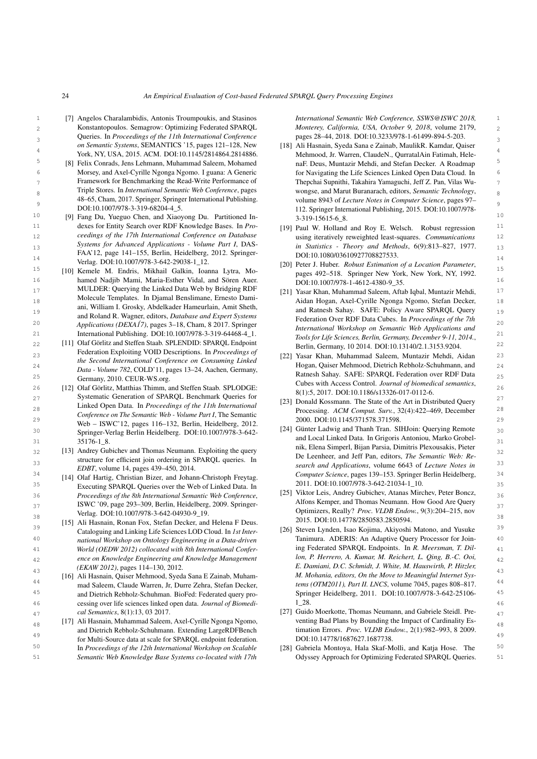[7] Angelos Charalambidis, Antonis Troumpoukis, and Stasinos Konstantopoulos. Semagrow: Optimizing Federated SPARQL Queries. In *Proceedings of the 11th International Conference on Semantic Systems*, SEMANTICS '15, pages 121–128, New York, NY, USA, 2015. ACM. DOI:10.1145/2814864.2814886.

[8] Felix Conrads, Jens Lehmann, Muhammad Saleem, Mohamed Morsey, and Axel-Cyrille Ngonga Ngomo. I guana: A Generic Framework for Benchmarking the Read-Write Performance of Triple Stores. In *International Semantic Web Conference*, pages 48–65, Cham, 2017. Springer, Springer International Publishing. DOI:10.1007/978-3-319-68204-4_5.

[9] Fang Du, Yueguo Chen, and Xiaoyong Du. Partitioned Indexes for Entity Search over RDF Knowledge Bases. In *Proceedings of the 17th International Conference on Database Systems for Advanced Applications - Volume Part I*, DASFAA'12, page 141–155, Berlin, Heidelberg, 2012. Springer-Verlag. DOI:10.1007/978-3-642-29038-1_12.

[10] Kemele M. Endris, Mikhail Galkin, Ioanna Lytra, Mohamed Nadjib Mami, Maria-Esther Vidal, and Sören Auer. MULDER: Querying the Linked Data Web by Bridging RDF Molecule Templates. In Djamal Benslimane, Ernesto Damiani, William I. Grosky, Abdelkader Hameurlain, Amit Sheth, and Roland R. Wagner, editors, *Database and Expert Systems Applications (DEXAÍ7)*, pages 3–18, Cham, 8 2017. Springer International Publishing. DOI:10.1007/978-3-319-64468-4_1.

[11] Olaf Görlitz and Steffen Staab. SPLENDID: SPARQL Endpoint Federation Exploiting VOID Descriptions. In *Proceedings of the Second International Conference on Consuming Linked Data - Volume 782*, COLD'11, pages 13–24, Aachen, Germany, Germany, 2010. CEUR-WS.org.

[12] Olaf Görlitz, Matthias Thimm, and Steffen Staab. SPLODGE: Systematic Generation of SPARQL Benchmark Queries for Linked Open Data. In *Proceedings of the 11th International Conference on The Semantic Web - Volume Part I*, The Semantic Web – ISWC'12, pages 116–132, Berlin, Heidelberg, 2012. Springer-Verlag Berlin Heidelberg. DOI:10.1007/978-3-642-35176-1_8.

[13] Andrey Gubichev and Thomas Neumann. Exploiting the query structure for efficient join ordering in SPARQL queries. In *EDBT*, volume 14, pages 439–450, 2014.

[14] Olaf Hartig, Christian Bizer, and Johann-Christoph Freytag. Executing SPARQL Queries over the Web of Linked Data. In *Proceedings of the 8th International Semantic Web Conference*, ISWC '09, page 293–309, Berlin, Heidelberg, 2009. Springer-Verlag. DOI:10.1007/978-3-642-04930-9_19.

[15] Ali Hasnain, Ronan Fox, Stefan Decker, and Helena F Deus. Cataloguing and Linking Life Sciences LOD Cloud. In *1st International Workshop on Ontology Engineering in a Data-driven World (OEDW 2012) collocated with 8th International Conference on Knowledge Engineering and Knowledge Management (EKAW 2012)*, pages 114–130, 2012.

[16] Ali Hasnain, Qaiser Mehmood, Syeda Sana E Zainab, Muhammad Saleem, Claude Warren, Jr, Durre Zehra, Stefan Decker, and Dietrich Rebholz-Schuhman. BioFed: Federated query processing over life sciences linked open data. *Journal of Biomedical Semantics*, 8(1):13, 03 2017.

[17] Ali Hasnain, Muhammad Saleem, Axel-Cyrille Ngonga Ngomo, and Dietrich Rebholz-Schuhmann. Extending LargeRDFBench for Multi-Source data at scale for SPARQL endpoint federation. In *Proceedings of the 12th International Workshop on Scalable Semantic Web Knowledge Base Systems co-located with 17th International Semantic Web Conference, SSWS@ISWC 2018, Monterey, California, USA, October 9, 2018*, volume 2179, pages 28–44, 2018. DOI:10.3233/978-1-61499-894-5-203.

[18] Ali Hasnain, Syeda Sana e Zainab, MaulikR. Kamdar, Qaiser Mehmood, Jr. Warren, ClaudeN., QurratalAin Fatimah, HelenaF. Deus, Muntazir Mehdi, and Stefan Decker. A Roadmap for Navigating the Life Sciences Linked Open Data Cloud. In Thepchai Supnithi, Takahira Yamaguchi, Jeff Z. Pan, Vilas Wuwongse, and Marut Buranarach, editors, *Semantic Technology*, volume 8943 of *Lecture Notes in Computer Science*, pages 97–112. Springer International Publishing, 2015. DOI:10.1007/978-3-319-15615-6_8.

[19] Paul W. Holland and Roy E. Welsch. Robust regression using iteratively reweighted least-squares. *Communications in Statistics - Theory and Methods*, 6(9):813–827, 1977. DOI:10.1080/03610927708827533.

[20] Peter J. Huber. *Robust Estimation of a Location Parameter*, pages 492–518. Springer New York, New York, NY, 1992. DOI:10.1007/978-1-4612-4380-9_35.

[21] Yasar Khan, Muhammad Saleem, Aftab Iqbal, Muntazir Mehdi, Aidan Hogan, Axel-Cyrille Ngonga Ngomo, Stefan Decker, and Ratnesh Sahay. SAFE: Policy Aware SPARQL Query Federation Over RDF Data Cubes. In *Proceedings of the 7th International Workshop on Semantic Web Applications and Tools for Life Sciences, Berlin, Germany, December 9-11, 2014.*, Berlin, Germany, 10 2014. DOI:10.13140/2.1.3153.9204.

[22] Yasar Khan, Muhammad Saleem, Muntazir Mehdi, Aidan Hogan, Qaiser Mehmood, Dietrich Rebholz-Schuhmann, and Ratnesh Sahay. SAFE: SPARQL Federation over RDF Data Cubes with Access Control. *Journal of biomedical semantics*, 8(1):5, 2017. DOI:10.1186/s13326-017-0112-6.

[23] Donald Kossmann. The State of the Art in Distributed Query Processing. *ACM Comput. Surv.*, 32(4):422–469, December 2000. DOI:10.1145/371578.371598.

[24] Günter Ladwig and Thanh Tran. SIHJoin: Querying Remote and Local Linked Data. In Grigoris Antoniou, Marko Grobelnik, Elena Simperl, Bijan Parsia, Dimitris Plexousakis, Pieter De Leenheer, and Jeff Pan, editors, *The Semantic Web: Research and Applications*, volume 6643 of *Lecture Notes in Computer Science*, pages 139–153. Springer Berlin Heidelberg, 2011. DOI:10.1007/978-3-642-21034-1_10.

[25] Viktor Leis, Andrey Gubichev, Atanas Mirchev, Peter Boncz, Alfons Kemper, and Thomas Neumann. How Good Are Query Optimizers, Really? *Proc. VLDB Endow.*, 9(3):204–215, nov 2015. DOI:10.14778/2850583.2850594.

[26] Steven Lynden, Isao Kojima, Akiyoshi Matono, and Yusuke Tanimura. ADERIS: An Adaptive Query Processor for Joining Federated SPARQL Endpoints. In *R. Meersman, T. Dillon, P. Herrero, A. Kumar, M. Reichert, L. Qing, B.-C. Ooi, E. Damiani, D.C. Schmidt, J. White, M. Hauswirth, P. Hitzler, M. Mohania, editors, On the Move to Meaningful Internet Systems (OTM2011), Part II. LNCS*, volume 7045, pages 808–817. Springer Heidelberg, 2011. DOI:10.1007/978-3-642-25106-1_28.

[27] Guido Moerkotte, Thomas Neumann, and Gabriele Steidl. Preventing Bad Plans by Bounding the Impact of Cardinality Estimation Errors. *Proc. VLDB Endow.*, 2(1):982–993, 8 2009. DOI:10.14778/1687627.1687738.

[28] Gabriela Montoya, Hala Skaf-Molli, and Katja Hose. The Odyssey Approach for Optimizing Federated SPARQL Queries.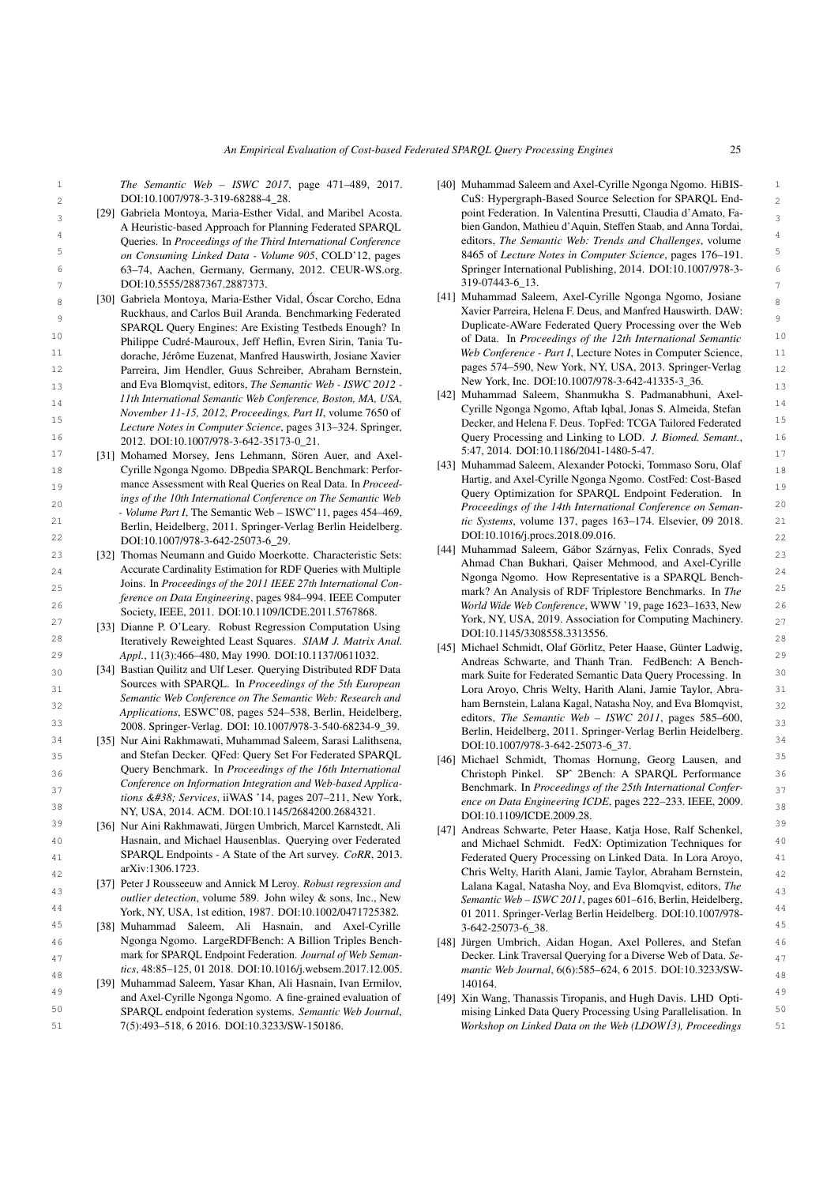*The Semantic Web – ISWC 2017*, page 471–489, 2017. DOI:10.1007/978-3-319-68288-4_28.

[29] Gabriela Montoya, Maria-Esther Vidal, and Maribel Acosta. A Heuristic-based Approach for Planning Federated SPARQL Queries. In *Proceedings of the Third International Conference on Consuming Linked Data - Volume 905*, COLD'12, pages 63–74, Aachen, Germany, Germany, 2012. CEUR-WS.org. DOI:10.5555/2887367.2887373.

[30] Gabriela Montoya, Maria-Esther Vidal, Óscar Corcho, Edna Ruckhaus, and Carlos Buil Aranda. Benchmarking Federated SPARQL Query Engines: Are Existing Testbeds Enough? In Philippe Cudré-Mauroux, Jeff Heflin, Evren Sirin, Tania Tudorache, Jérôme Euzenat, Manfred Hauswirth, Josiane Xavier Parreira, Jim Hendler, Guus Schreiber, Abraham Bernstein, and Eva Blomqvist, editors, *The Semantic Web - ISWC 2012 - 11th International Semantic Web Conference, Boston, MA, USA, November 11-15, 2012, Proceedings, Part II*, volume 7650 of *Lecture Notes in Computer Science*, pages 313–324. Springer, 2012. DOI:10.1007/978-3-642-35173-0_21.

[31] Mohamed Morsey, Jens Lehmann, Sören Auer, and Axel-Cyrille Ngonga Ngomo. DBpedia SPARQL Benchmark: Performance Assessment with Real Queries on Real Data. In *Proceedings of the 10th International Conference on The Semantic Web - Volume Part I*, The Semantic Web – ISWC'11, pages 454–469, Berlin, Heidelberg, 2011. Springer-Verlag Berlin Heidelberg. DOI:10.1007/978-3-642-25073-6_29.

[32] Thomas Neumann and Guido Moerkotte. Characteristic Sets: Accurate Cardinality Estimation for RDF Queries with Multiple Joins. In *Proceedings of the 2011 IEEE 27th International Conference on Data Engineering*, pages 984–994. IEEE Computer Society, IEEE, 2011. DOI:10.1109/ICDE.2011.5767868.

[33] Dianne P. O'Leary. Robust Regression Computation Using Iteratively Reweighted Least Squares. *SIAM J. Matrix Anal. Appl.*, 11(3):466–480, May 1990. DOI:10.1137/0611032.

[34] Bastian Quilitz and Ulf Leser. Querying Distributed RDF Data Sources with SPARQL. In *Proceedings of the 5th European Semantic Web Conference on The Semantic Web: Research and Applications*, ESWC'08, pages 524–538, Berlin, Heidelberg, 2008. Springer-Verlag. DOI: 10.1007/978-3-540-68234-9_39.

[35] Nur Aini Rakhmawati, Muhammad Saleem, Sarasi Lalithsena, and Stefan Decker. QFed: Query Set For Federated SPARQL Query Benchmark. In *Proceedings of the 16th International Conference on Information Integration and Web-based Applications &#38; Services*, iiWAS '14, pages 207–211, New York, NY, USA, 2014. ACM. DOI:10.1145/2684200.2684321.

[36] Nur Aini Rakhmawati, Jürgen Umbrich, Marcel Karnstedt, Ali Hasnain, and Michael Hausenblas. Querying over Federated SPARQL Endpoints - A State of the Art survey. *CoRR*, 2013. arXiv:1306.1723.

[37] Peter J Rousseeuw and Annick M Leroy. *Robust regression and outlier detection*, volume 589. John wiley & sons, Inc., New York, NY, USA, 1st edition, 1987. DOI:10.1002/0471725382.

[38] Muhammad Saleem, Ali Hasnain, and Axel-Cyrille Ngonga Ngomo. LargeRDFBench: A Billion Triples Benchmark for SPARQL Endpoint Federation. *Journal of Web Semantics*, 48:85–125, 01 2018. DOI:10.1016/j.websem.2017.12.005.

[39] Muhammad Saleem, Yasar Khan, Ali Hasnain, Ivan Ermilov, and Axel-Cyrille Ngonga Ngomo. A fine-grained evaluation of SPARQL endpoint federation systems. *Semantic Web Journal*, 7(5):493–518, 6 2016. DOI:10.3233/SW-150186.

[40] Muhammad Saleem and Axel-Cyrille Ngonga Ngomo. HiBISCuS: Hypergraph-Based Source Selection for SPARQL Endpoint Federation. In Valentina Presutti, Claudia d'Amato, Fabien Gandon, Mathieu d'Aquin, Steffen Staab, and Anna Tordai, editors, *The Semantic Web: Trends and Challenges*, volume 8465 of *Lecture Notes in Computer Science*, pages 176–191. Springer International Publishing, 2014. DOI:10.1007/978-3-319-07443-6_13.

[41] Muhammad Saleem, Axel-Cyrille Ngonga Ngomo, Josiane Xavier Parreira, Helena F. Deus, and Manfred Hauswirth. DAW: Duplicate-AWare Federated Query Processing over the Web of Data. In *Proceedings of the 12th International Semantic Web Conference - Part I*, Lecture Notes in Computer Science, pages 574–590, New York, NY, USA, 2013. Springer-Verlag New York, Inc. DOI:10.1007/978-3-642-41335-3_36.

[42] Muhammad Saleem, Shanmukha S. Padmanabhuni, Axel-Cyrille Ngonga Ngomo, Aftab Iqbal, Jonas S. Almeida, Stefan Decker, and Helena F. Deus. TopFed: TCGA Tailored Federated Query Processing and Linking to LOD. *J. Biomed. Semant.*, 5:47, 2014. DOI:10.1186/2041-1480-5-47.

[43] Muhammad Saleem, Alexander Potocki, Tommaso Soru, Olaf Hartig, and Axel-Cyrille Ngonga Ngomo. CostFed: Cost-Based Query Optimization for SPARQL Endpoint Federation. In *Proceedings of the 14th International Conference on Semantic Systems*, volume 137, pages 163–174. Elsevier, 09 2018. DOI:10.1016/j.procs.2018.09.016.

[44] Muhammad Saleem, Gábor Szárnyas, Felix Conrads, Syed Ahmad Chan Bukhari, Qaiser Mehmood, and Axel-Cyrille Ngonga Ngomo. How Representative is a SPARQL Benchmark? An Analysis of RDF Triplestore Benchmarks. In *The World Wide Web Conference*, WWW '19, page 1623–1633, New York, NY, USA, 2019. Association for Computing Machinery. DOI:10.1145/3308558.3313556.

[45] Michael Schmidt, Olaf Görlitz, Peter Haase, Günter Ladwig, Andreas Schwarte, and Thanh Tran. FedBench: A Benchmark Suite for Federated Semantic Data Query Processing. In Lora Aroyo, Chris Welty, Harith Alani, Jamie Taylor, Abraham Bernstein, Lalana Kagal, Natasha Noy, and Eva Blomqvist, editors, *The Semantic Web – ISWC 2011*, pages 585–600, Berlin, Heidelberg, 2011. Springer-Verlag Berlin Heidelberg. DOI:10.1007/978-3-642-25073-6_37.

[46] Michael Schmidt, Thomas Hornung, Georg Lausen, and Christoph Pinkel. SPˆ 2Bench: A SPARQL Performance Benchmark. In *Proceedings of the 25th International Conference on Data Engineering ICDE*, pages 222–233. IEEE, 2009. DOI:10.1109/ICDE.2009.28.

[47] Andreas Schwarte, Peter Haase, Katja Hose, Ralf Schenkel, and Michael Schmidt. FedX: Optimization Techniques for Federated Query Processing on Linked Data. In Lora Aroyo, Chris Welty, Harith Alani, Jamie Taylor, Abraham Bernstein, Lalana Kagal, Natasha Noy, and Eva Blomqvist, editors, *The Semantic Web – ISWC 2011*, pages 601–616, Berlin, Heidelberg, 01 2011. Springer-Verlag Berlin Heidelberg. DOI:10.1007/978-3-642-25073-6_38.

[48] Jürgen Umbrich, Aidan Hogan, Axel Polleres, and Stefan Decker. Link Traversal Querying for a Diverse Web of Data. *Semantic Web Journal*, 6(6):585–624, 6 2015. DOI:10.3233/SW-140164.

[49] Xin Wang, Thanassis Tiropanis, and Hugh Davis. LHD Optimising Linked Data Query Processing Using Parallelisation. In *Workshop on Linked Data on the Web (LDOWÍ3), Proceedings*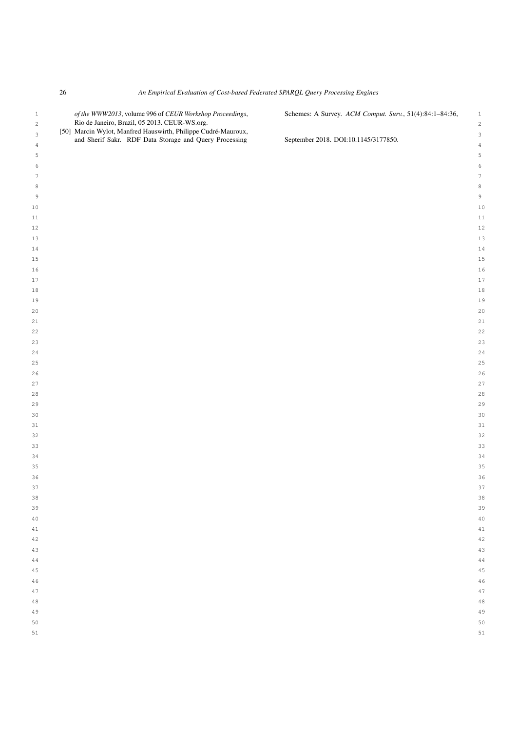*of the WWW2013*, volume 996 of *CEUR Workshop Proceedings*, Rio de Janeiro, Brazil, 05 2013. CEUR-WS.org.

[50] Marcin Wylot, Manfred Hauswirth, Philippe Cudré-Mauroux, and Sherif Sakr. RDF Data Storage and Query Processing Schemes: A Survey. *ACM Comput. Surv.*, 51(4):84:1–84:36, September 2018. DOI:10.1145/3177850.